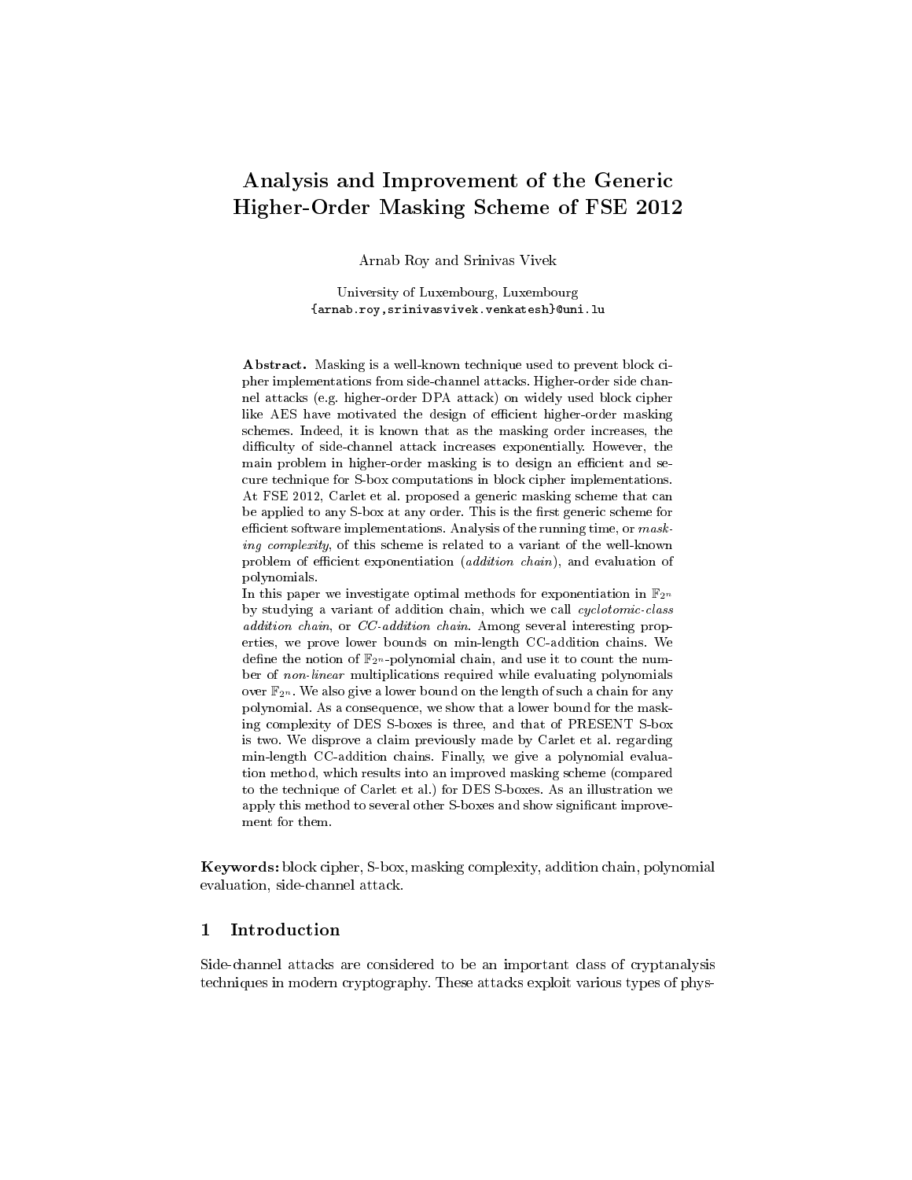# Analysis and Improvement of the Generic Higher-Order Masking Scheme of FSE 2012

Arnab Roy and Srinivas Vivek

University of Luxembourg, Luxembourg
{arnab.roy,srinivasvivek.venkatesh}@uni.lu

**Abstract.** Masking is a well-known technique used to prevent block cipher implementations from side-channel attacks. Higher-order side channel attacks (e.g. higher-order DPA attack) on widely used block cipher like AES have motivated the design of efficient higher-order masking schemes. Indeed, it is known that as the masking order increases, the difficulty of side-channel attack increases exponentially. However, the main problem in higher-order masking is to design an efficient and secure technique for S-box computations in block cipher implementations. At FSE 2012, Carlet et al. proposed a generic masking scheme that can be applied to any S-box at any order. This is the first generic scheme for efficient software implementations. Analysis of the running time, or *masking complexity*, of this scheme is related to a variant of the well-known problem of efficient exponentiation (*addition chain*), and evaluation of polynomials.

In this paper we investigate optimal methods for exponentiation in $\mathbb{F}_{2^n}$ by studying a variant of addition chain, which we call *cyclotomic-class addition chain*, or *CC-addition chain*. Among several interesting properties, we prove lower bounds on min-length CC-addition chains. We define the notion of $\mathbb{F}_{2^n}$-polynomial chain, and use it to count the number of *non-linear* multiplications required while evaluating polynomials over $\mathbb{F}_{2^n}$. We also give a lower bound on the length of such a chain for any polynomial. As a consequence, we show that a lower bound for the masking complexity of DES S-boxes is three, and that of PRESENT S-box is two. We disprove a claim previously made by Carlet et al. regarding min-length CC-addition chains. Finally, we give a polynomial evaluation method, which results into an improved masking scheme (compared to the technique of Carlet et al.) for DES S-boxes. As an illustration we apply this method to several other S-boxes and show significant improvement for them.

**Keywords:** block cipher, S-box, masking complexity, addition chain, polynomial evaluation, side-channel attack.

## 1 Introduction

Side-channel attacks are considered to be an important class of cryptanalysis techniques in modern cryptography. These attacks exploit various types of phys-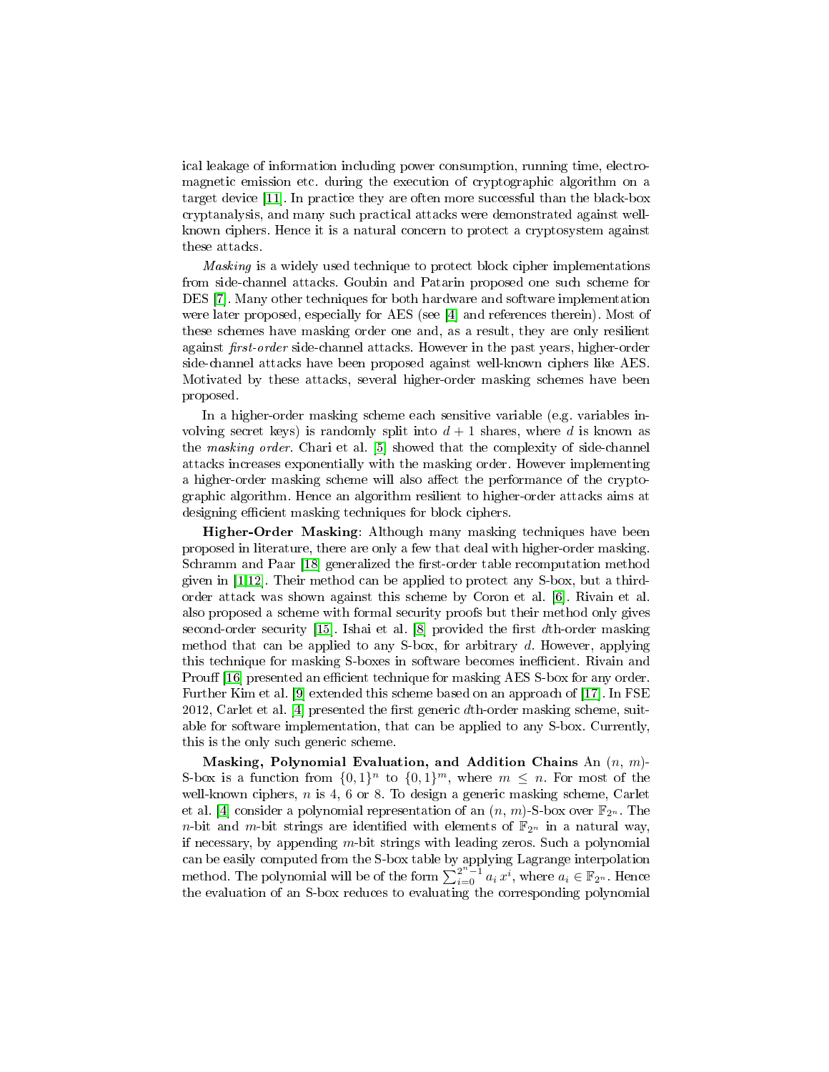ical leakage of information including power consumption, running time, electromagnetic emission etc. during the execution of cryptographic algorithm on a target device [11]. In practice they are often more successful than the black-box cryptanalysis, and many such practical attacks were demonstrated against well-known ciphers. Hence it is a natural concern to protect a cryptosystem against these attacks.

*Masking* is a widely used technique to protect block cipher implementations from side-channel attacks. Goubin and Patarin proposed one such scheme for DES [7]. Many other techniques for both hardware and software implementation were later proposed, especially for AES (see [4] and references therein). Most of these schemes have masking order one and, as a result, they are only resilient against *first-order* side-channel attacks. However in the past years, higher-order side-channel attacks have been proposed against well-known ciphers like AES. Motivated by these attacks, several higher-order masking schemes have been proposed.

In a higher-order masking scheme each sensitive variable (e.g. variables involving secret keys) is randomly split into $d + 1$ shares, where $d$ is known as the *masking order*. Chari et al. [5] showed that the complexity of side-channel attacks increases exponentially with the masking order. However implementing a higher-order masking scheme will also affect the performance of the cryptographic algorithm. Hence an algorithm resilient to higher-order attacks aims at designing efficient masking techniques for block ciphers.

**Higher-Order Masking**: Although many masking techniques have been proposed in literature, there are only a few that deal with higher-order masking. Schramm and Paar [18] generalized the first-order table recomputation method given in [1,12]. Their method can be applied to protect any S-box, but a third-order attack was shown against this scheme by Coron et al. [6]. Rivain et al. also proposed a scheme with formal security proofs but their method only gives second-order security [15]. Ishai et al. [8] provided the first $d$th-order masking method that can be applied to any S-box, for arbitrary $d$. However, applying this technique for masking S-boxes in software becomes inefficient. Rivain and Prouff [16] presented an efficient technique for masking AES S-box for any order. Further Kim et al. [9] extended this scheme based on an approach of [17]. In FSE 2012, Carlet et al. [4] presented the first generic $d$th-order masking scheme, suitable for software implementation, that can be applied to any S-box. Currently, this is the only such generic scheme.

**Masking, Polynomial Evaluation, and Addition Chains** An $(n, m)$-S-box is a function from $\{0,1\}^n$ to $\{0,1\}^m$, where $m \leq n$. For most of the well-known ciphers, $n$ is 4, 6 or 8. To design a generic masking scheme, Carlet et al. [4] consider a polynomial representation of an $(n, m)$-S-box over $\mathbb{F}_{2^n}$. The $n$-bit and $m$-bit strings are identified with elements of $\mathbb{F}_{2^n}$ in a natural way, if necessary, by appending $m$-bit strings with leading zeros. Such a polynomial can be easily computed from the S-box table by applying Lagrange interpolation method. The polynomial will be of the form $\sum_{i=0}^{2^n-1} a_i\, x^i$, where $a_i \in \mathbb{F}_{2^n}$. Hence the evaluation of an S-box reduces to evaluating the corresponding polynomial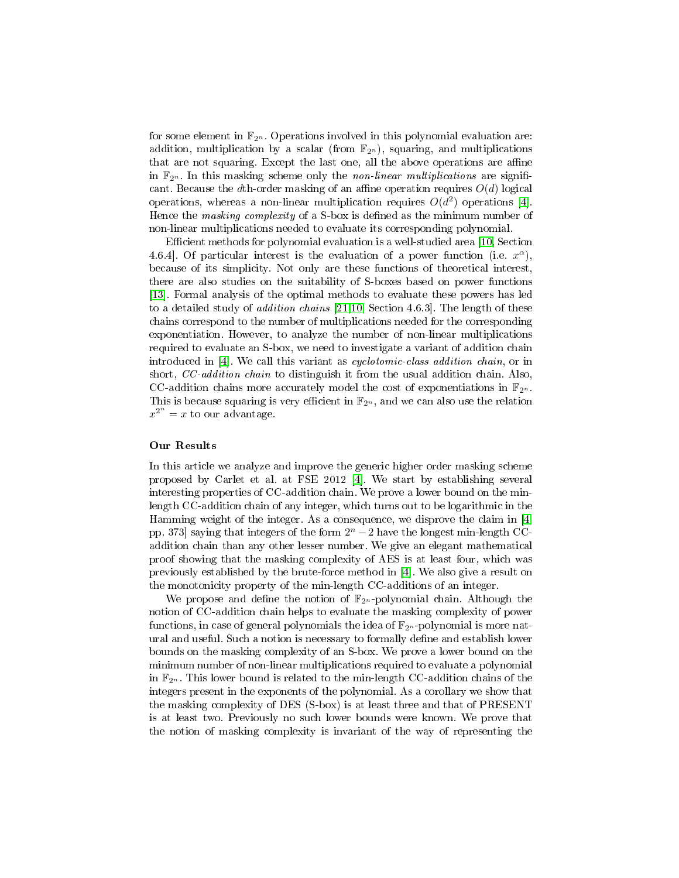for some element in $\mathbb{F}_{2^n}$. Operations involved in this polynomial evaluation are: addition, multiplication by a scalar (from $\mathbb{F}_{2^n}$), squaring, and multiplications that are not squaring. Except the last one, all the above operations are affine in $\mathbb{F}_{2^n}$. In this masking scheme only the *non-linear multiplications* are significant. Because the $d$th-order masking of an affine operation requires $O(d)$ logical operations, whereas a non-linear multiplication requires $O(d^2)$ operations [4]. Hence the *masking complexity* of a S-box is defined as the minimum number of non-linear multiplications needed to evaluate its corresponding polynomial.

Efficient methods for polynomial evaluation is a well-studied area [10, Section 4.6.4]. Of particular interest is the evaluation of a power function (i.e. $x^\alpha$), because of its simplicity. Not only are these functions of theoretical interest, there are also studies on the suitability of S-boxes based on power functions [13]. Formal analysis of the optimal methods to evaluate these powers has led to a detailed study of *addition chains* [21,10, Section 4.6.3]. The length of these chains correspond to the number of multiplications needed for the corresponding exponentiation. However, to analyze the number of non-linear multiplications required to evaluate an S-box, we need to investigate a variant of addition chain introduced in [4]. We call this variant as *cyclotomic-class addition chain*, or in short, *CC-addition chain* to distinguish it from the usual addition chain. Also, CC-addition chains more accurately model the cost of exponentiations in $\mathbb{F}_{2^n}$. This is because squaring is very efficient in $\mathbb{F}_{2^n}$, and we can also use the relation $x^{2^n} = x$ to our advantage.

### Our Results

In this article we analyze and improve the generic higher order masking scheme proposed by Carlet et al. at FSE 2012 [4]. We start by establishing several interesting properties of CC-addition chain. We prove a lower bound on the min-length CC-addition chain of any integer, which turns out to be logarithmic in the Hamming weight of the integer. As a consequence, we disprove the claim in [4, pp. 373] saying that integers of the form $2^n - 2$ have the longest min-length CC-addition chain than any other lesser number. We give an elegant mathematical proof showing that the masking complexity of AES is at least four, which was previously established by the brute-force method in [4]. We also give a result on the monotonicity property of the min-length CC-additions of an integer.

We propose and define the notion of $\mathbb{F}_{2^n}$-polynomial chain. Although the notion of CC-addition chain helps to evaluate the masking complexity of power functions, in case of general polynomials the idea of $\mathbb{F}_{2^n}$-polynomial is more natural and useful. Such a notion is necessary to formally define and establish lower bounds on the masking complexity of an S-box. We prove a lower bound on the minimum number of non-linear multiplications required to evaluate a polynomial in $\mathbb{F}_{2^n}$. This lower bound is related to the min-length CC-addition chains of the integers present in the exponents of the polynomial. As a corollary we show that the masking complexity of DES (S-box) is at least three and that of PRESENT is at least two. Previously no such lower bounds were known. We prove that the notion of masking complexity is invariant of the way of representing the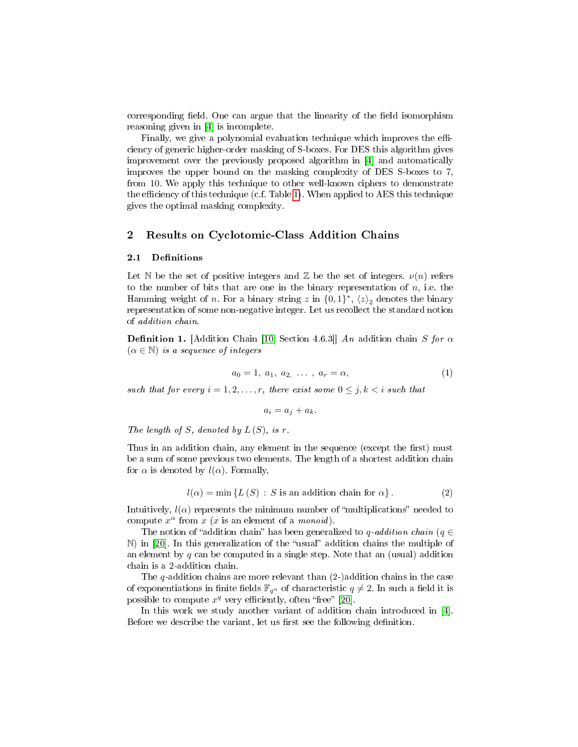corresponding field. One can argue that the linearity of the field isomorphism reasoning given in [4] is incomplete.

Finally, we give a polynomial evaluation technique which improves the efficiency of generic higher-order masking of S-boxes. For DES this algorithm gives improvement over the previously proposed algorithm in [4] and automatically improves the upper bound on the masking complexity of DES S-boxes to 7, from 10. We apply this technique to other well-known ciphers to demonstrate the efficiency of this technique (c.f. Table 1). When applied to AES this technique gives the optimal masking complexity.

## 2 Results on Cyclotomic-Class Addition Chains

### 2.1 Definitions

Let $\mathbb{N}$ be the set of positive integers and $\mathbb{Z}$ be the set of integers. $\nu(n)$ refers to the number of bits that are one in the binary representation of $n$, i.e. the Hamming weight of $n$. For a binary string $z$ in $\{0,1\}^*$, $\langle z \rangle_2$ denotes the binary representation of some non-negative integer. Let us recollect the standard notion of *addition chain*.

**Definition 1.** [Addition Chain [10] Section 4.6.3]] *An* addition chain $S$ *for* $\alpha$ *($\alpha \in \mathbb{N}$) is a sequence of integers*

$$a_0 = 1,\ a_1,\ a_2,\ \ldots\ ,\ a_r = \alpha, \tag{1}$$

*such that for every* $i = 1, 2, \ldots, r$*, there exist some* $0 \le j, k < i$ *such that*

$$a_i = a_j + a_k.$$

*The length of* $S$*, denoted by* $L(S)$*, is* $r$.

Thus in an addition chain, any element in the sequence (except the first) must be a sum of some previous two elements. The length of a shortest addition chain for $\alpha$ is denoted by $l(\alpha)$. Formally,

$$l(\alpha) = \min \{L(S) : S \text{ is an addition chain for } \alpha\}. \tag{2}$$

Intuitively, $l(\alpha)$ represents the minimum number of "multiplications" needed to compute $x^\alpha$ from $x$ ($x$ is an element of a *monoid*).

The notion of "addition chain" has been generalized to *q-addition chain* ($q \in \mathbb{N}$) in [20]. In this generalization of the "usual" addition chains the multiple of an element by $q$ can be computed in a single step. Note that an (usual) addition chain is a 2-addition chain.

The $q$-addition chains are more relevant than (2-)addition chains in the case of exponentiations in finite fields $\mathbb{F}_{q^n}$ of characteristic $q \neq 2$. In such a field it is possible to compute $x^q$ very efficiently, often "free" [20].

In this work we study another variant of addition chain introduced in [4]. Before we describe the variant, let us first see the following definition.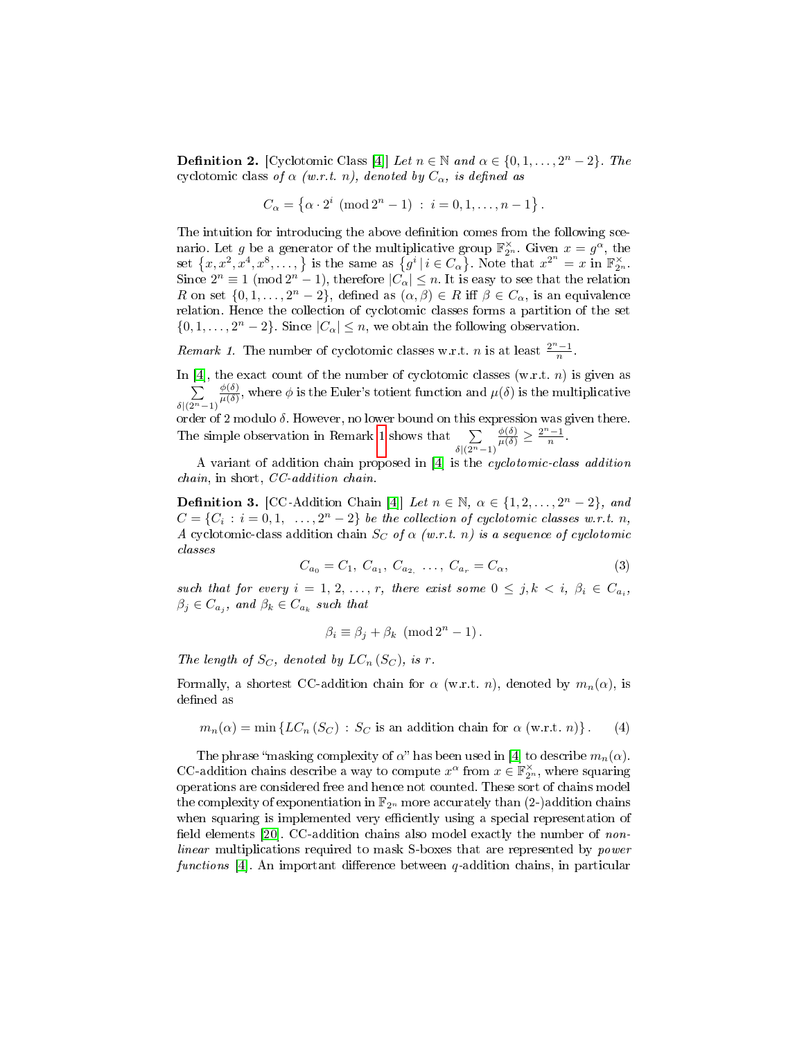**Definition 2.** [Cyclotomic Class [4]] *Let $n \in \mathbb{N}$ and $\alpha \in \{0, 1, \ldots, 2^n - 2\}$. The* cyclotomic class *of $\alpha$ (w.r.t. $n$), denoted by $C_\alpha$, is defined as*

$$C_\alpha = \left\{\alpha \cdot 2^i \pmod{2^n - 1} \,:\, i = 0, 1, \ldots, n - 1\right\}.$$

The intuition for introducing the above definition comes from the following scenario. Let $g$ be a generator of the multiplicative group $\mathbb{F}_{2^n}^\times$. Given $x = g^\alpha$, the set $\left\{x, x^2, x^4, x^8, \ldots, \right\}$ is the same as $\left\{g^i \,|\, i \in C_\alpha\right\}$. Note that $x^{2^n} = x$ in $\mathbb{F}_{2^n}^\times$. Since $2^n \equiv 1 \pmod{2^n - 1}$, therefore $|C_\alpha| \leq n$. It is easy to see that the relation $R$ on set $\{0, 1, \ldots, 2^n - 2\}$, defined as $(\alpha, \beta) \in R$ iff $\beta \in C_\alpha$, is an equivalence relation. Hence the collection of cyclotomic classes forms a partition of the set $\{0, 1, \ldots, 2^n - 2\}$. Since $|C_\alpha| \leq n$, we obtain the following observation.

*Remark 1.* The number of cyclotomic classes w.r.t. $n$ is at least $\frac{2^n - 1}{n}$.

In [4], the exact count of the number of cyclotomic classes (w.r.t. $n$) is given as $\sum_{\delta | (2^n - 1)} \frac{\phi(\delta)}{\mu(\delta)}$, where $\phi$ is the Euler's totient function and $\mu(\delta)$ is the multiplicative order of 2 modulo $\delta$. However, no lower bound on this expression was given there. The simple observation in Remark 1 shows that $\sum_{\delta | (2^n - 1)} \frac{\phi(\delta)}{\mu(\delta)} \geq \frac{2^n - 1}{n}$.

A variant of addition chain proposed in [4] is the *cyclotomic-class addition chain*, in short, *CC-addition chain*.

**Definition 3.** [CC-Addition Chain [4]] *Let $n \in \mathbb{N}$, $\alpha \in \{1, 2, \ldots, 2^n - 2\}$, and $C = \{C_i \,:\, i = 0, 1, \ \ldots, 2^n - 2\}$ be the collection of cyclotomic classes w.r.t. $n$, A cyclotomic-class addition chain $S_C$ of $\alpha$ (w.r.t. $n$) is a sequence of cyclotomic classes*

$$C_{a_0} = C_1, \ C_{a_1}, \ C_{a_2}, \ \ldots, \ C_{a_r} = C_\alpha, \tag{3}$$

*such that for every $i = 1, 2, \ldots, r$, there exist some $0 \leq j, k < i$, $\beta_i \in C_{a_i}$, $\beta_j \in C_{a_j}$, and $\beta_k \in C_{a_k}$ such that*

$$\beta_i \equiv \beta_j + \beta_k \pmod{2^n - 1}.$$

*The length of $S_C$, denoted by $LC_n(S_C)$, is $r$.*

Formally, a shortest CC-addition chain for $\alpha$ (w.r.t. $n$), denoted by $m_n(\alpha)$, is defined as

$$m_n(\alpha) = \min\left\{LC_n(S_C) \,:\, S_C \text{ is an addition chain for } \alpha \text{ (w.r.t. } n)\right\}. \tag{4}$$

The phrase "masking complexity of $\alpha$" has been used in [4] to describe $m_n(\alpha)$. CC-addition chains describe a way to compute $x^\alpha$ from $x \in \mathbb{F}_{2^n}^\times$, where squaring operations are considered free and hence not counted. These sort of chains model the complexity of exponentiation in $\mathbb{F}_{2^n}$ more accurately than (2-)addition chains when squaring is implemented very efficiently using a special representation of field elements [20]. CC-addition chains also model exactly the number of *non-linear* multiplications required to mask S-boxes that are represented by *power functions* [4]. An important difference between $q$-addition chains, in particular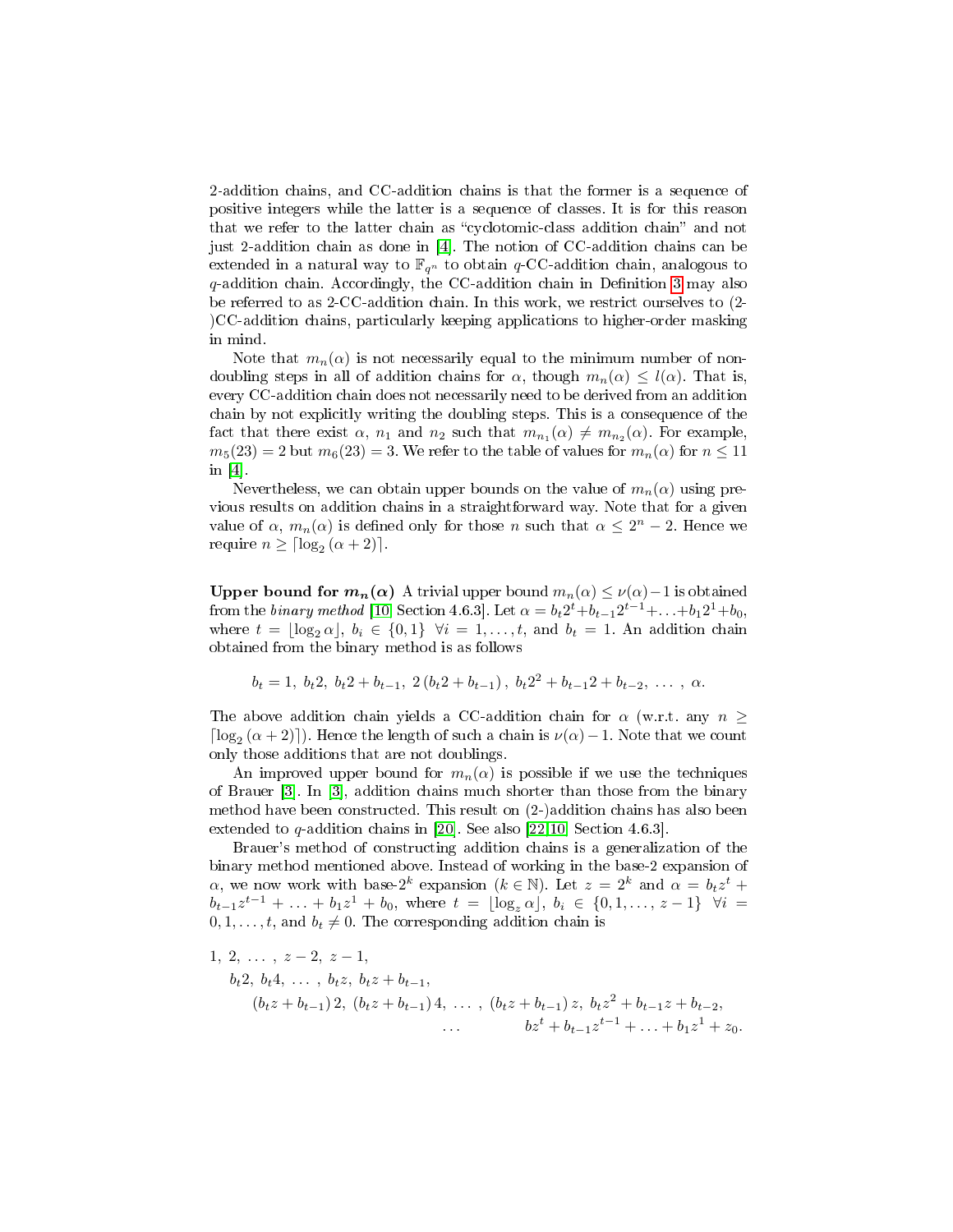2-addition chains, and CC-addition chains is that the former is a sequence of positive integers while the latter is a sequence of classes. It is for this reason that we refer to the latter chain as "cyclotomic-class addition chain" and not just 2-addition chain as done in [4]. The notion of CC-addition chains can be extended in a natural way to $\mathbb{F}_{q^n}$ to obtain $q$-CC-addition chain, analogous to $q$-addition chain. Accordingly, the CC-addition chain in Definition 3 may also be referred to as 2-CC-addition chain. In this work, we restrict ourselves to (2-)CC-addition chains, particularly keeping applications to higher-order masking in mind.

Note that $m_n(\alpha)$ is not necessarily equal to the minimum number of non-doubling steps in all of addition chains for $\alpha$, though $m_n(\alpha) \leq l(\alpha)$. That is, every CC-addition chain does not necessarily need to be derived from an addition chain by not explicitly writing the doubling steps. This is a consequence of the fact that there exist $\alpha$, $n_1$ and $n_2$ such that $m_{n_1}(\alpha) \neq m_{n_2}(\alpha)$. For example, $m_5(23) = 2$ but $m_6(23) = 3$. We refer to the table of values for $m_n(\alpha)$ for $n \leq 11$ in [4].

Nevertheless, we can obtain upper bounds on the value of $m_n(\alpha)$ using previous results on addition chains in a straightforward way. Note that for a given value of $\alpha$, $m_n(\alpha)$ is defined only for those $n$ such that $\alpha \leq 2^n - 2$. Hence we require $n \geq \lceil \log_2 (\alpha + 2) \rceil$.

**Upper bound for $m_n(\alpha)$** A trivial upper bound $m_n(\alpha) \leq \nu(\alpha) - 1$ is obtained from the *binary method* [10, Section 4.6.3]. Let $\alpha = b_t 2^t + b_{t-1} 2^{t-1} + \ldots + b_1 2^1 + b_0$, where $t = \lfloor \log_2 \alpha \rfloor$, $b_i \in \{0, 1\}$ $\forall i = 1, \ldots, t$, and $b_t = 1$. An addition chain obtained from the binary method is as follows

$$b_t = 1,\ b_t 2,\ b_t 2 + b_{t-1},\ 2\,(b_t 2 + b_{t-1})\,,\ b_t 2^2 + b_{t-1} 2 + b_{t-2},\ \ldots\ ,\ \alpha.$$

The above addition chain yields a CC-addition chain for $\alpha$ (w.r.t. any $n \geq \lceil \log_2 (\alpha + 2) \rceil$). Hence the length of such a chain is $\nu(\alpha) - 1$. Note that we count only those additions that are not doublings.

An improved upper bound for $m_n(\alpha)$ is possible if we use the techniques of Brauer [3]. In [3], addition chains much shorter than those from the binary method have been constructed. This result on (2-)addition chains has also been extended to $q$-addition chains in [20]. See also [22,10, Section 4.6.3].

Brauer's method of constructing addition chains is a generalization of the binary method mentioned above. Instead of working in the base-2 expansion of $\alpha$, we now work with base-$2^k$ expansion ($k \in \mathbb{N}$). Let $z = 2^k$ and $\alpha = b_t z^t + b_{t-1} z^{t-1} + \ldots + b_1 z^1 + b_0$, where $t = \lfloor \log_z \alpha \rfloor$, $b_i \in \{0, 1, \ldots, z-1\}$ $\forall i = 0, 1, \ldots, t$, and $b_t \neq 0$. The corresponding addition chain is

$$\begin{aligned}
&1,\ 2,\ \ldots\ ,\ z-2,\ z-1, \\
&\quad b_t 2,\ b_t 4,\ \ldots\ ,\ b_t z,\ b_t z + b_{t-1}, \\
&\qquad (b_t z + b_{t-1})\,2,\ (b_t z + b_{t-1})\,4,\ \ldots\ ,\ (b_t z + b_{t-1})\,z,\ b_t z^2 + b_{t-1} z + b_{t-2}, \\
&\qquad\qquad\qquad\qquad\qquad\qquad \ldots \qquad\qquad bz^t + b_{t-1} z^{t-1} + \ldots + b_1 z^1 + z_0.
\end{aligned}$$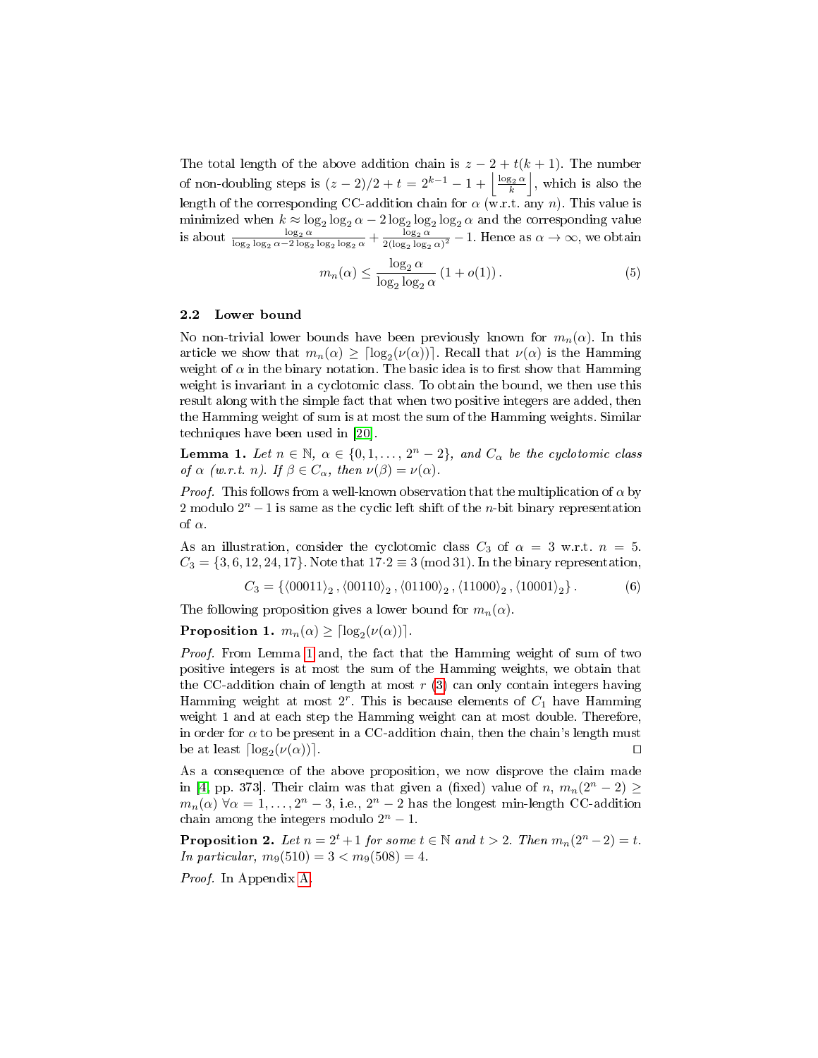The total length of the above addition chain is $z - 2 + t(k+1)$. The number of non-doubling steps is $(z-2)/2 + t = 2^{k-1} - 1 + \left\lfloor \frac{\log_2 \alpha}{k} \right\rfloor$, which is also the length of the corresponding CC-addition chain for $\alpha$ (w.r.t. any $n$). This value is minimized when $k \approx \log_2 \log_2 \alpha - 2 \log_2 \log_2 \log_2 \alpha$ and the corresponding value is about $\frac{\log_2 \alpha}{\log_2 \log_2 \alpha - 2 \log_2 \log_2 \log_2 \alpha} + \frac{\log_2 \alpha}{2(\log_2 \log_2 \alpha)^2} - 1$. Hence as $\alpha \to \infty$, we obtain

$$m_n(\alpha) \leq \frac{\log_2 \alpha}{\log_2 \log_2 \alpha} \left(1 + o(1)\right). \tag{5}$$

### 2.2 Lower bound

No non-trivial lower bounds have been previously known for $m_n(\alpha)$. In this article we show that $m_n(\alpha) \geq \lceil \log_2(\nu(\alpha)) \rceil$. Recall that $\nu(\alpha)$ is the Hamming weight of $\alpha$ in the binary notation. The basic idea is to first show that Hamming weight is invariant in a cyclotomic class. To obtain the bound, we then use this result along with the simple fact that when two positive integers are added, then the Hamming weight of sum is at most the sum of the Hamming weights. Similar techniques have been used in [20].

**Lemma 1.** *Let $n \in \mathbb{N}$, $\alpha \in \{0, 1, \ldots, 2^n - 2\}$, and $C_\alpha$ be the cyclotomic class of $\alpha$ (w.r.t. $n$). If $\beta \in C_\alpha$, then $\nu(\beta) = \nu(\alpha)$.*

*Proof.* This follows from a well-known observation that the multiplication of $\alpha$ by 2 modulo $2^n - 1$ is same as the cyclic left shift of the $n$-bit binary representation of $\alpha$.

As an illustration, consider the cyclotomic class $C_3$ of $\alpha = 3$ w.r.t. $n = 5$. $C_3 = \{3, 6, 12, 24, 17\}$. Note that $17 \cdot 2 \equiv 3 \pmod{31}$. In the binary representation,

$$C_3 = \{\langle 00011 \rangle_2, \langle 00110 \rangle_2, \langle 01100 \rangle_2, \langle 11000 \rangle_2, \langle 10001 \rangle_2\}. \tag{6}$$

The following proposition gives a lower bound for $m_n(\alpha)$.

**Proposition 1.** $m_n(\alpha) \geq \lceil \log_2(\nu(\alpha)) \rceil$.

*Proof.* From Lemma 1 and, the fact that the Hamming weight of sum of two positive integers is at most the sum of the Hamming weights, we obtain that the CC-addition chain of length at most $r$ (3) can only contain integers having Hamming weight at most $2^r$. This is because elements of $C_1$ have Hamming weight 1 and at each step the Hamming weight can at most double. Therefore, in order for $\alpha$ to be present in a CC-addition chain, then the chain's length must be at least $\lceil \log_2(\nu(\alpha)) \rceil$. ◻

As a consequence of the above proposition, we now disprove the claim made in [4, pp. 373]. Their claim was that given a (fixed) value of $n$, $m_n(2^n - 2) \geq m_n(\alpha)$ $\forall \alpha = 1, \ldots, 2^n - 3$, i.e., $2^n - 2$ has the longest min-length CC-addition chain among the integers modulo $2^n - 1$.

**Proposition 2.** *Let $n = 2^t + 1$ for some $t \in \mathbb{N}$ and $t > 2$. Then $m_n(2^n - 2) = t$. In particular, $m_9(510) = 3 < m_9(508) = 4$.*

*Proof.* In Appendix A.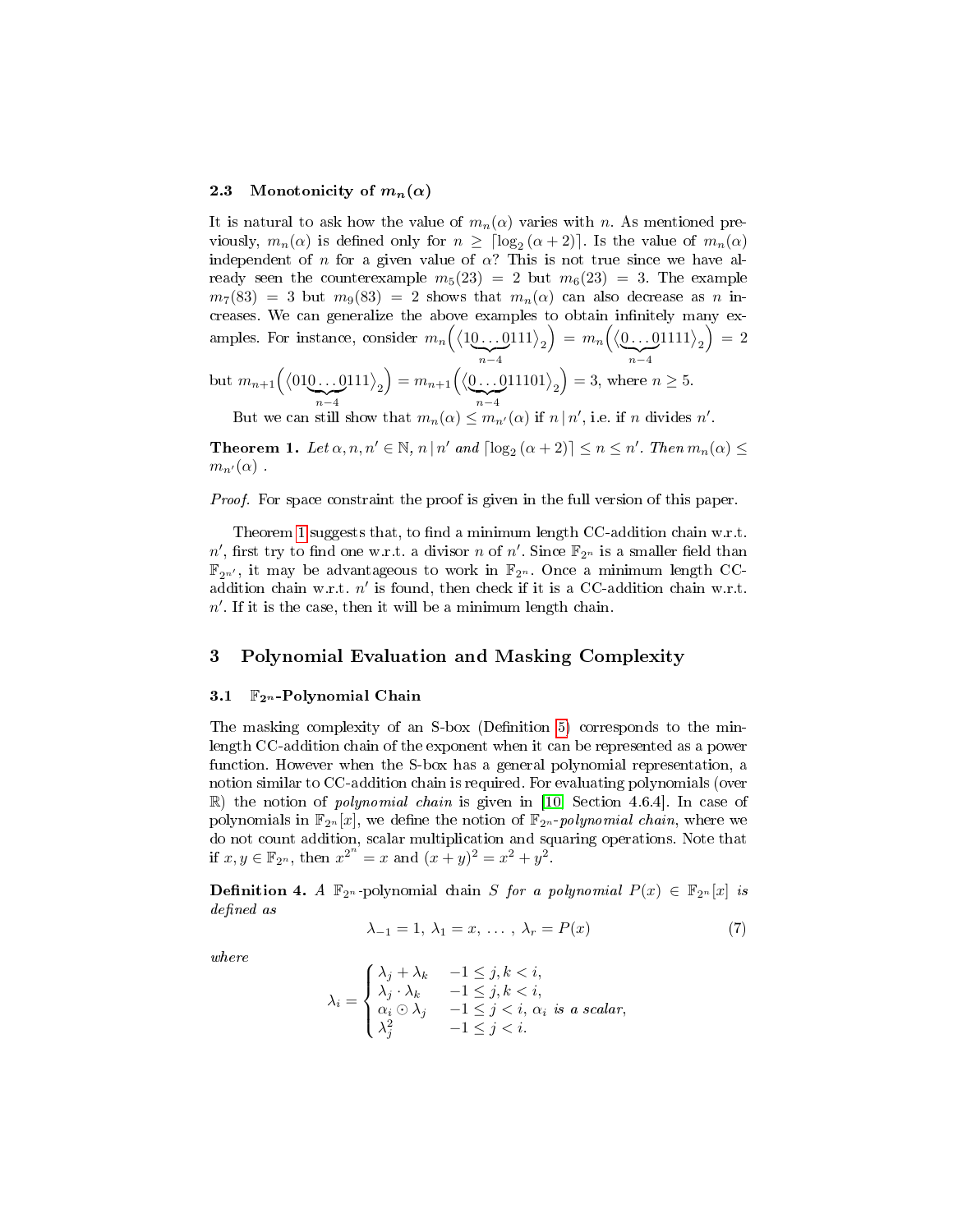### 2.3 Monotonicity of $m_n(\alpha)$

It is natural to ask how the value of $m_n(\alpha)$ varies with $n$. As mentioned previously, $m_n(\alpha)$ is defined only for $n \geq \lceil \log_2(\alpha+2) \rceil$. Is the value of $m_n(\alpha)$ independent of $n$ for a given value of $\alpha$? This is not true since we have already seen the counterexample $m_5(23) = 2$ but $m_6(23) = 3$. The example $m_7(83) = 3$ but $m_9(83) = 2$ shows that $m_n(\alpha)$ can also decrease as $n$ increases. We can generalize the above examples to obtain infinitely many examples. For instance, consider $m_n\Big(\langle 1\underbrace{0\ldots0}_{n-4}111\rangle_2\Big) = m_n\Big(\langle\underbrace{0\ldots0}_{n-4}1111\rangle_2\Big) = 2$ but $m_{n+1}\Big(\langle 01\underbrace{0\ldots0}_{n-4}111\rangle_2\Big) = m_{n+1}\Big(\langle\underbrace{0\ldots0}_{n-4}11101\rangle_2\Big) = 3$, where $n \geq 5$.

But we can still show that $m_n(\alpha) \leq m_{n'}(\alpha)$ if $n \,|\, n'$, i.e. if $n$ divides $n'$.

**Theorem 1.** *Let $\alpha, n, n' \in \mathbb{N}$, $n \,|\, n'$ and $\lceil \log_2(\alpha+2) \rceil \leq n \leq n'$. Then $m_n(\alpha) \leq m_{n'}(\alpha)$ .*

*Proof.* For space constraint the proof is given in the full version of this paper.

Theorem 1 suggests that, to find a minimum length CC-addition chain w.r.t. $n'$, first try to find one w.r.t. a divisor $n$ of $n'$. Since $\mathbb{F}_{2^n}$ is a smaller field than $\mathbb{F}_{2^{n'}}$, it may be advantageous to work in $\mathbb{F}_{2^n}$. Once a minimum length CC-addition chain w.r.t. $n'$ is found, then check if it is a CC-addition chain w.r.t. $n'$. If it is the case, then it will be a minimum length chain.

## 3 Polynomial Evaluation and Masking Complexity

### 3.1 $\mathbb{F}_{2^n}$-Polynomial Chain

The masking complexity of an S-box (Definition 5) corresponds to the min-length CC-addition chain of the exponent when it can be represented as a power function. However when the S-box has a general polynomial representation, a notion similar to CC-addition chain is required. For evaluating polynomials (over $\mathbb{R}$) the notion of *polynomial chain* is given in [10, Section 4.6.4]. In case of polynomials in $\mathbb{F}_{2^n}[x]$, we define the notion of $\mathbb{F}_{2^n}$*-polynomial chain*, where we do not count addition, scalar multiplication and squaring operations. Note that if $x, y \in \mathbb{F}_{2^n}$, then $x^{2^n} = x$ and $(x+y)^2 = x^2 + y^2$.

**Definition 4.** *A $\mathbb{F}_{2^n}$-polynomial chain $S$ for a polynomial $P(x) \in \mathbb{F}_{2^n}[x]$ is defined as*

$$\lambda_{-1} = 1,\ \lambda_1 = x,\ \ldots\ ,\ \lambda_r = P(x) \tag{7}$$

*where*

$$\lambda_i = \begin{cases} \lambda_j + \lambda_k & -1 \leq j,k < i, \\ \lambda_j \cdot \lambda_k & -1 \leq j,k < i, \\ \alpha_i \odot \lambda_j & -1 \leq j < i,\ \alpha_i \text{ is a scalar}, \\ \lambda_j^2 & -1 \leq j < i. \end{cases}$$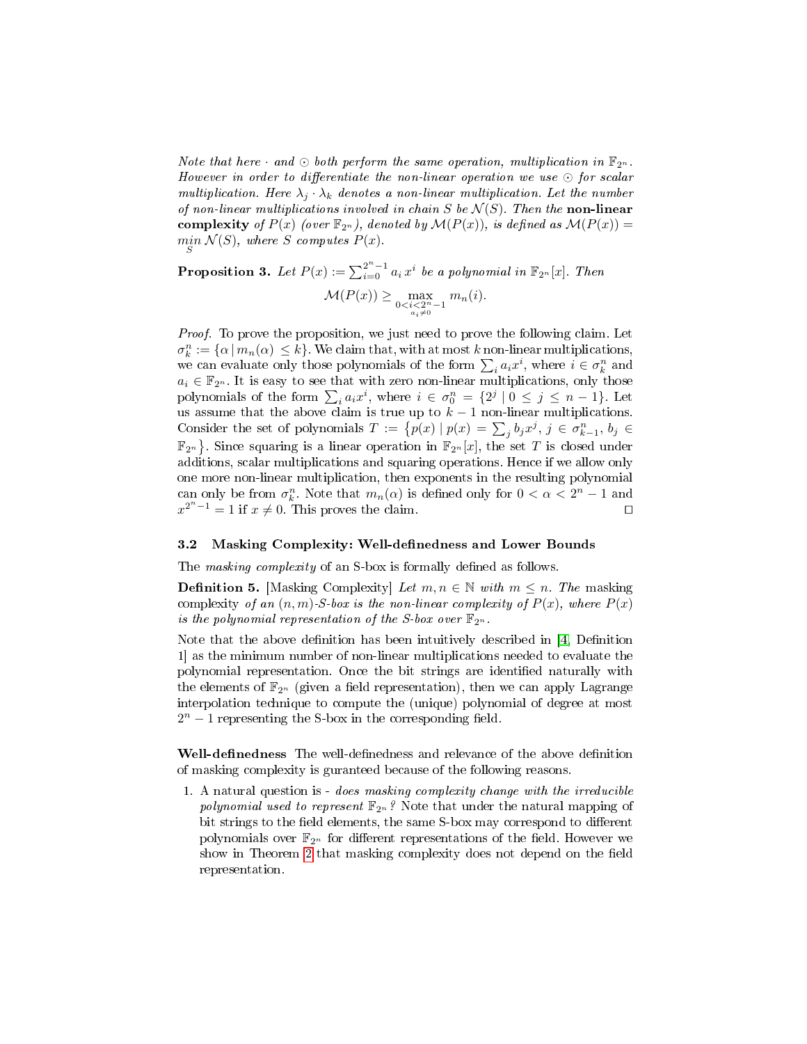*Note that here $\cdot$ and $\odot$ both perform the same operation, multiplication in $\mathbb{F}_{2^n}$. However in order to differentiate the non-linear operation we use $\odot$ for scalar multiplication. Here $\lambda_j \cdot \lambda_k$ denotes a non-linear multiplication. Let the number of non-linear multiplications involved in chain $S$ be $\mathcal{N}(S)$. Then the* **non-linear complexity** *of $P(x)$ (over $\mathbb{F}_{2^n}$), denoted by $\mathcal{M}(P(x))$, is defined as $\mathcal{M}(P(x)) = \min_{S} \mathcal{N}(S)$, where $S$ computes $P(x)$.*

**Proposition 3.** *Let $P(x) := \sum_{i=0}^{2^n-1} a_i x^i$ be a polynomial in $\mathbb{F}_{2^n}[x]$. Then*

$$\mathcal{M}(P(x)) \geq \max_{\substack{0<i<2^n-1 \\ a_i \neq 0}} m_n(i).$$

*Proof.* To prove the proposition, we just need to prove the following claim. Let $\sigma_k^n := \{\alpha \,|\, m_n(\alpha) \leq k\}$. We claim that, with at most $k$ non-linear multiplications, we can evaluate only those polynomials of the form $\sum_i a_i x^i$, where $i \in \sigma_k^n$ and $a_i \in \mathbb{F}_{2^n}$. It is easy to see that with zero non-linear multiplications, only those polynomials of the form $\sum_i a_i x^i$, where $i \in \sigma_0^n = \{2^j \mid 0 \leq j \leq n-1\}$. Let us assume that the above claim is true up to $k-1$ non-linear multiplications. Consider the set of polynomials $T := \{p(x) \mid p(x) = \sum_j b_j x^j,\, j \in \sigma_{k-1}^n,\, b_j \in \mathbb{F}_{2^n}\}$. Since squaring is a linear operation in $\mathbb{F}_{2^n}[x]$, the set $T$ is closed under additions, scalar multiplications and squaring operations. Hence if we allow only one more non-linear multiplication, then exponents in the resulting polynomial can only be from $\sigma_k^n$. Note that $m_n(\alpha)$ is defined only for $0 < \alpha < 2^n - 1$ and $x^{2^n-1} = 1$ if $x \neq 0$. This proves the claim. $\square$

### 3.2 Masking Complexity: Well-definedness and Lower Bounds

The *masking complexity* of an S-box is formally defined as follows.

**Definition 5.** [Masking Complexity] *Let $m, n \in \mathbb{N}$ with $m \leq n$. The* masking complexity *of an $(n, m)$-S-box is the non-linear complexity of $P(x)$, where $P(x)$ is the polynomial representation of the S-box over $\mathbb{F}_{2^n}$.*

Note that the above definition has been intuitively described in [4, Definition 1] as the minimum number of non-linear multiplications needed to evaluate the polynomial representation. Once the bit strings are identified naturally with the elements of $\mathbb{F}_{2^n}$ (given a field representation), then we can apply Lagrange interpolation technique to compute the (unique) polynomial of degree at most $2^n - 1$ representing the S-box in the corresponding field.

**Well-definedness** The well-definedness and relevance of the above definition of masking complexity is guranteed because of the following reasons.

1. A natural question is - *does masking complexity change with the irreducible polynomial used to represent $\mathbb{F}_{2^n}$?* Note that under the natural mapping of bit strings to the field elements, the same S-box may correspond to different polynomials over $\mathbb{F}_{2^n}$ for different representations of the field. However we show in Theorem 2 that masking complexity does not depend on the field representation.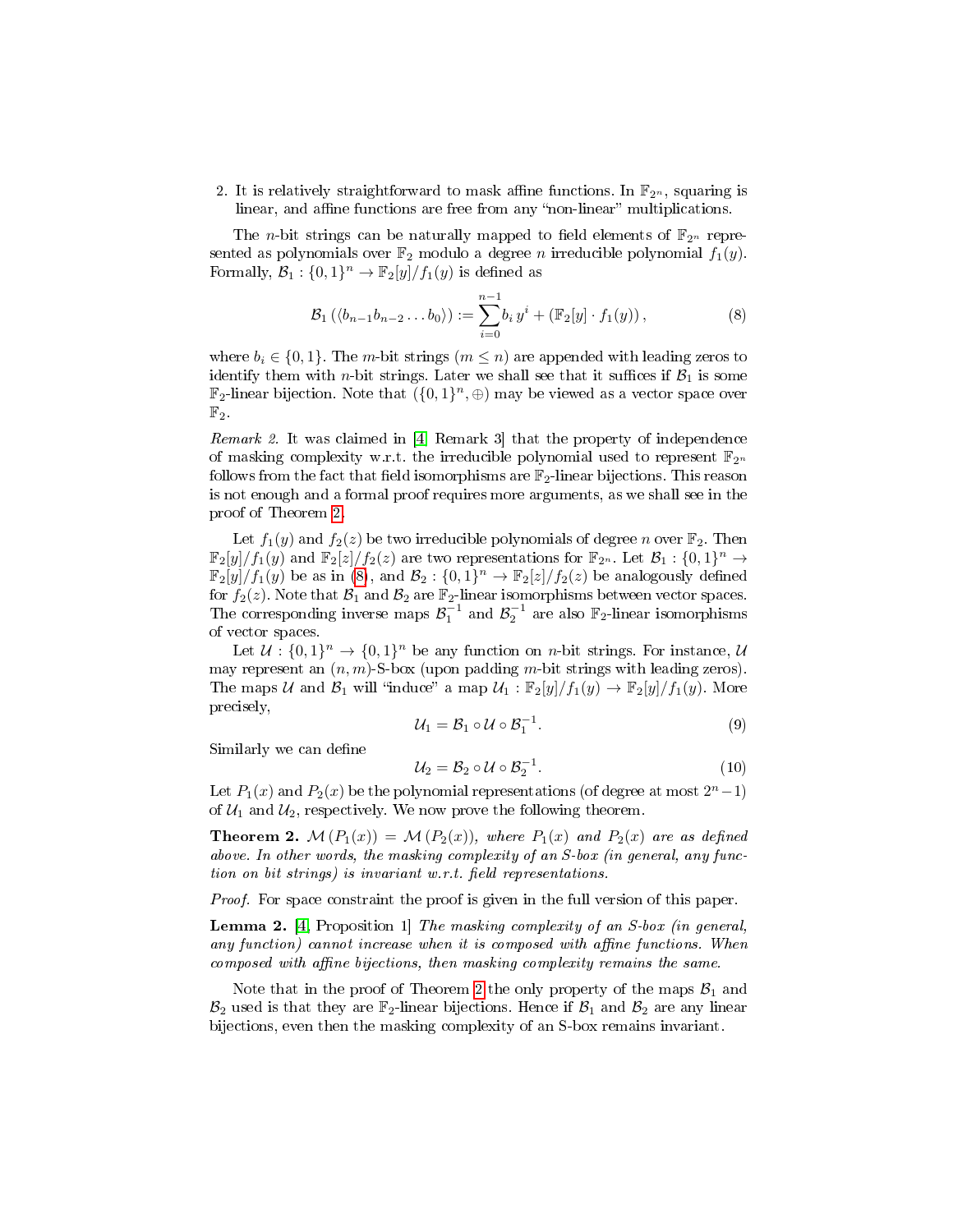2. It is relatively straightforward to mask affine functions. In $\mathbb{F}_{2^n}$, squaring is linear, and affine functions are free from any "non-linear" multiplications.

The $n$-bit strings can be naturally mapped to field elements of $\mathbb{F}_{2^n}$ represented as polynomials over $\mathbb{F}_2$ modulo a degree $n$ irreducible polynomial $f_1(y)$. Formally, $\mathcal{B}_1 : \{0,1\}^n \to \mathbb{F}_2[y]/f_1(y)$ is defined as

$$\mathcal{B}_1\left(\langle b_{n-1} b_{n-2} \dots b_0 \rangle\right) := \sum_{i=0}^{n-1} b_i\, y^i + \left(\mathbb{F}_2[y] \cdot f_1(y)\right), \tag{8}$$

where $b_i \in \{0,1\}$. The $m$-bit strings ($m \leq n$) are appended with leading zeros to identify them with $n$-bit strings. Later we shall see that it suffices if $\mathcal{B}_1$ is some $\mathbb{F}_2$-linear bijection. Note that $(\{0,1\}^n, \oplus)$ may be viewed as a vector space over $\mathbb{F}_2$.

*Remark 2.* It was claimed in [4, Remark 3] that the property of independence of masking complexity w.r.t. the irreducible polynomial used to represent $\mathbb{F}_{2^n}$ follows from the fact that field isomorphisms are $\mathbb{F}_2$-linear bijections. This reason is not enough and a formal proof requires more arguments, as we shall see in the proof of Theorem 2.

Let $f_1(y)$ and $f_2(z)$ be two irreducible polynomials of degree $n$ over $\mathbb{F}_2$. Then $\mathbb{F}_2[y]/f_1(y)$ and $\mathbb{F}_2[z]/f_2(z)$ are two representations for $\mathbb{F}_{2^n}$. Let $\mathcal{B}_1 : \{0,1\}^n \to \mathbb{F}_2[y]/f_1(y)$ be as in (8), and $\mathcal{B}_2 : \{0,1\}^n \to \mathbb{F}_2[z]/f_2(z)$ be analogously defined for $f_2(z)$. Note that $\mathcal{B}_1$ and $\mathcal{B}_2$ are $\mathbb{F}_2$-linear isomorphisms between vector spaces. The corresponding inverse maps $\mathcal{B}_1^{-1}$ and $\mathcal{B}_2^{-1}$ are also $\mathbb{F}_2$-linear isomorphisms of vector spaces.

Let $\mathcal{U} : \{0,1\}^n \to \{0,1\}^n$ be any function on $n$-bit strings. For instance, $\mathcal{U}$ may represent an $(n,m)$-S-box (upon padding $m$-bit strings with leading zeros). The maps $\mathcal{U}$ and $\mathcal{B}_1$ will "induce" a map $\mathcal{U}_1 : \mathbb{F}_2[y]/f_1(y) \to \mathbb{F}_2[y]/f_1(y)$. More precisely,

$$\mathcal{U}_1 = \mathcal{B}_1 \circ \mathcal{U} \circ \mathcal{B}_1^{-1}. \tag{9}$$

Similarly we can define

$$\mathcal{U}_2 = \mathcal{B}_2 \circ \mathcal{U} \circ \mathcal{B}_2^{-1}. \tag{10}$$

Let $P_1(x)$ and $P_2(x)$ be the polynomial representations (of degree at most $2^n - 1$) of $\mathcal{U}_1$ and $\mathcal{U}_2$, respectively. We now prove the following theorem.

**Theorem 2.** *$\mathcal{M}(P_1(x)) = \mathcal{M}(P_2(x))$, where $P_1(x)$ and $P_2(x)$ are as defined above. In other words, the masking complexity of an S-box (in general, any function on bit strings) is invariant w.r.t. field representations.*

*Proof.* For space constraint the proof is given in the full version of this paper.

**Lemma 2.** [4, Proposition 1] *The masking complexity of an S-box (in general, any function) cannot increase when it is composed with affine functions. When composed with affine bijections, then masking complexity remains the same.*

Note that in the proof of Theorem 2 the only property of the maps $\mathcal{B}_1$ and $\mathcal{B}_2$ used is that they are $\mathbb{F}_2$-linear bijections. Hence if $\mathcal{B}_1$ and $\mathcal{B}_2$ are any linear bijections, even then the masking complexity of an S-box remains invariant.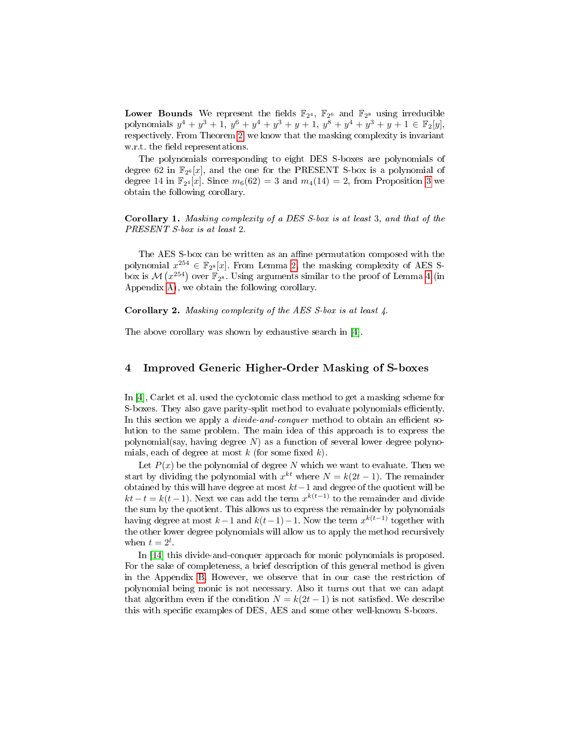**Lower Bounds** We represent the fields $\mathbb{F}_{2^4}$, $\mathbb{F}_{2^6}$ and $\mathbb{F}_{2^8}$ using irreducible polynomials $y^4 + y^3 + 1$, $y^6 + y^4 + y^3 + y + 1$, $y^8 + y^4 + y^3 + y + 1 \in \mathbb{F}_2[y]$, respectively. From Theorem 2 we know that the masking complexity is invariant w.r.t. the field representations.

The polynomials corresponding to eight DES S-boxes are polynomials of degree 62 in $\mathbb{F}_{2^6}[x]$, and the one for the PRESENT S-box is a polynomial of degree 14 in $\mathbb{F}_{2^4}[x]$. Since $m_6(62) = 3$ and $m_4(14) = 2$, from Proposition 3 we obtain the following corollary.

**Corollary 1.** *Masking complexity of a DES S-box is at least* 3*, and that of the PRESENT S-box is at least* 2*.*

The AES S-box can be written as an affine permutation composed with the polynomial $x^{254} \in \mathbb{F}_{2^8}[x]$. From Lemma 2, the masking complexity of AES S-box is $\mathcal{M}\left(x^{254}\right)$ over $\mathbb{F}_{2^8}$. Using arguments similar to the proof of Lemma 4 (in Appendix A), we obtain the following corollary.

**Corollary 2.** *Masking complexity of the AES S-box is at least 4.*

The above corollary was shown by exhaustive search in [4].

## 4 Improved Generic Higher-Order Masking of S-boxes

In [4], Carlet et al. used the cyclotomic class method to get a masking scheme for S-boxes. They also gave parity-split method to evaluate polynomials efficiently. In this section we apply a *divide-and-conquer* method to obtain an efficient solution to the same problem. The main idea of this approach is to express the polynomial(say, having degree $N$) as a function of several lower degree polynomials, each of degree at most $k$ (for some fixed $k$).

Let $P(x)$ be the polynomial of degree $N$ which we want to evaluate. Then we start by dividing the polynomial with $x^{kt}$ where $N = k(2t-1)$. The remainder obtained by this will have degree at most $kt-1$ and degree of the quotient will be $kt - t = k(t-1)$. Next we can add the term $x^{k(t-1)}$ to the remainder and divide the sum by the quotient. This allows us to express the remainder by polynomials having degree at most $k-1$ and $k(t-1)-1$. Now the term $x^{k(t-1)}$ together with the other lower degree polynomials will allow us to apply the method recursively when $t = 2^l$.

In [14] this divide-and-conquer approach for monic polynomials is proposed. For the sake of completeness, a brief description of this general method is given in the Appendix B. However, we observe that in our case the restriction of polynomial being monic is not necessary. Also it turns out that we can adapt that algorithm even if the condition $N = k(2t-1)$ is not satisfied. We describe this with specific examples of DES, AES and some other well-known S-boxes.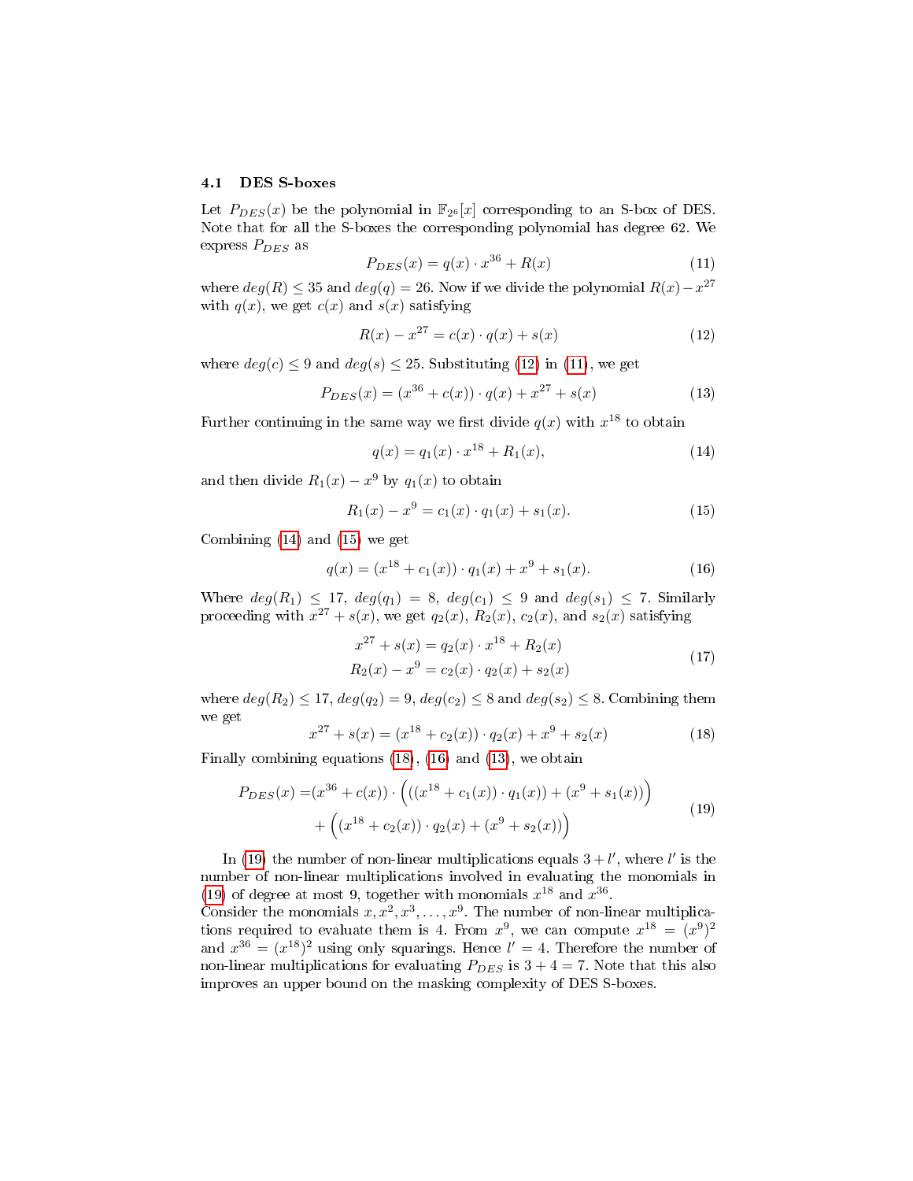### 4.1 DES S-boxes

Let $P_{DES}(x)$ be the polynomial in $\mathbb{F}_{2^6}[x]$ corresponding to an S-box of DES. Note that for all the S-boxes the corresponding polynomial has degree 62. We express $P_{DES}$ as

$$P_{DES}(x) = q(x) \cdot x^{36} + R(x) \tag{11}$$

where $deg(R) \leq 35$ and $deg(q) = 26$. Now if we divide the polynomial $R(x) - x^{27}$ with $q(x)$, we get $c(x)$ and $s(x)$ satisfying

$$R(x) - x^{27} = c(x) \cdot q(x) + s(x) \tag{12}$$

where $deg(c) \leq 9$ and $deg(s) \leq 25$. Substituting (12) in (11), we get

$$P_{DES}(x) = (x^{36} + c(x)) \cdot q(x) + x^{27} + s(x) \tag{13}$$

Further continuing in the same way we first divide $q(x)$ with $x^{18}$ to obtain

$$q(x) = q_1(x) \cdot x^{18} + R_1(x), \tag{14}$$

and then divide $R_1(x) - x^9$ by $q_1(x)$ to obtain

$$R_1(x) - x^9 = c_1(x) \cdot q_1(x) + s_1(x). \tag{15}$$

Combining (14) and (15) we get

$$q(x) = (x^{18} + c_1(x)) \cdot q_1(x) + x^9 + s_1(x). \tag{16}$$

Where $deg(R_1) \leq 17$, $deg(q_1) = 8$, $deg(c_1) \leq 9$ and $deg(s_1) \leq 7$. Similarly proceeding with $x^{27} + s(x)$, we get $q_2(x)$, $R_2(x)$, $c_2(x)$, and $s_2(x)$ satisfying

$$\begin{aligned} x^{27} + s(x) &= q_2(x) \cdot x^{18} + R_2(x) \\ R_2(x) - x^9 &= c_2(x) \cdot q_2(x) + s_2(x) \end{aligned} \tag{17}$$

where $deg(R_2) \leq 17$, $deg(q_2) = 9$, $deg(c_2) \leq 8$ and $deg(s_2) \leq 8$. Combining them we get

$$x^{27} + s(x) = (x^{18} + c_2(x)) \cdot q_2(x) + x^9 + s_2(x) \tag{18}$$

Finally combining equations (18), (16) and (13), we obtain

$$\begin{aligned} P_{DES}(x) =& (x^{36} + c(x)) \cdot \Big( ((x^{18} + c_1(x)) \cdot q_1(x)) + (x^9 + s_1(x)) \Big) \\ &+ \Big( (x^{18} + c_2(x)) \cdot q_2(x) + (x^9 + s_2(x)) \Big) \end{aligned} \tag{19}$$

In (19) the number of non-linear multiplications equals $3 + l'$, where $l'$ is the number of non-linear multiplications involved in evaluating the monomials in (19) of degree at most 9, together with monomials $x^{18}$ and $x^{36}$.
Consider the monomials $x, x^2, x^3, \ldots, x^9$. The number of non-linear multiplications required to evaluate them is 4. From $x^9$, we can compute $x^{18} = (x^9)^2$ and $x^{36} = (x^{18})^2$ using only squarings. Hence $l' = 4$. Therefore the number of non-linear multiplications for evaluating $P_{DES}$ is $3 + 4 = 7$. Note that this also improves an upper bound on the masking complexity of DES S-boxes.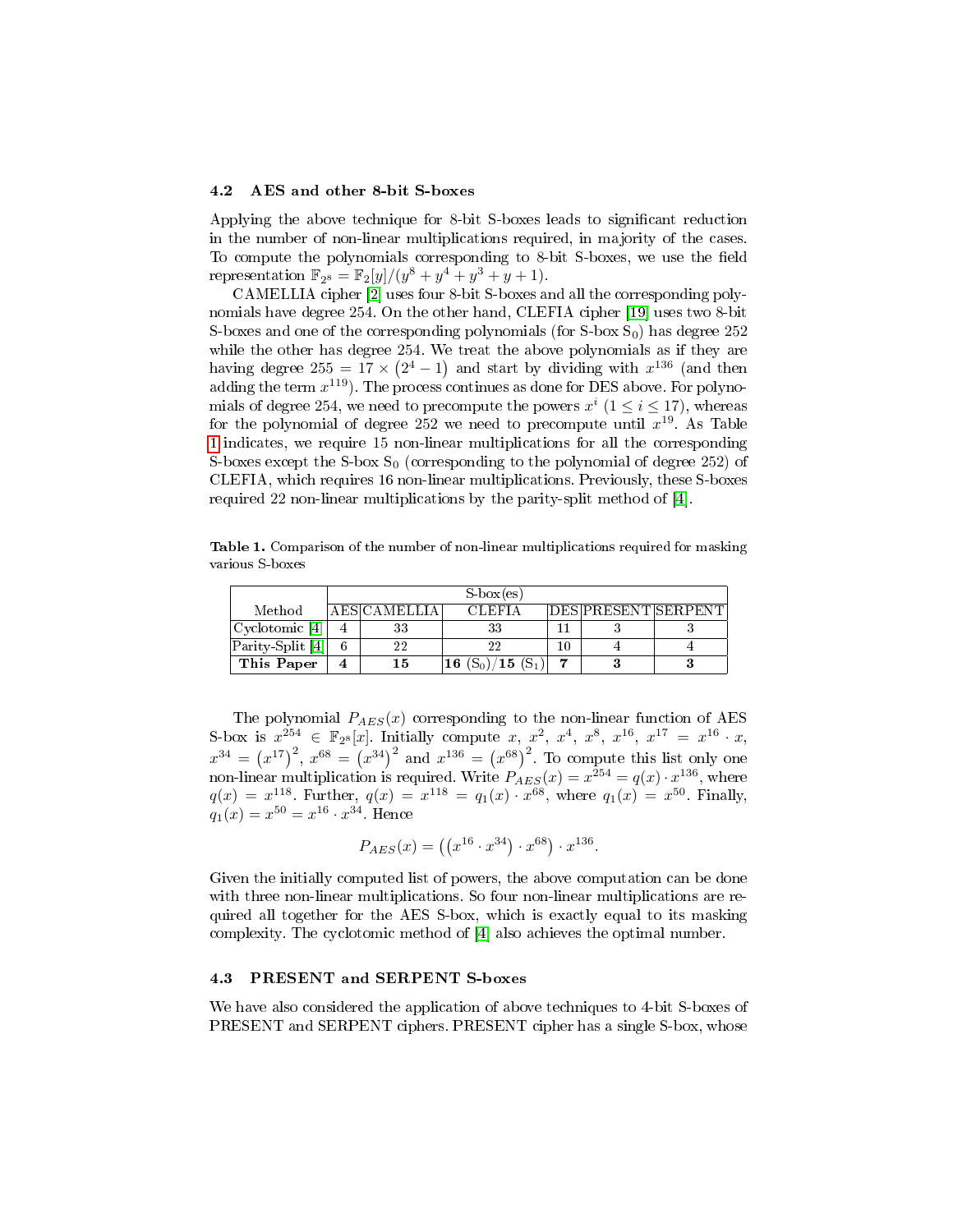### 4.2 AES and other 8-bit S-boxes

Applying the above technique for 8-bit S-boxes leads to significant reduction in the number of non-linear multiplications required, in majority of the cases. To compute the polynomials corresponding to 8-bit S-boxes, we use the field representation $\mathbb{F}_{2^8} = \mathbb{F}_2[y]/(y^8 + y^4 + y^3 + y + 1)$.

CAMELLIA cipher [2] uses four 8-bit S-boxes and all the corresponding polynomials have degree 254. On the other hand, CLEFIA cipher [19] uses two 8-bit S-boxes and one of the corresponding polynomials (for S-box $S_0$) has degree 252 while the other has degree 254. We treat the above polynomials as if they are having degree $255 = 17 \times (2^4 - 1)$ and start by dividing with $x^{136}$ (and then adding the term $x^{119}$). The process continues as done for DES above. For polynomials of degree 254, we need to precompute the powers $x^i$ $(1 \leq i \leq 17)$, whereas for the polynomial of degree 252 we need to precompute until $x^{19}$. As Table 1 indicates, we require 15 non-linear multiplications for all the corresponding S-boxes except the S-box $S_0$ (corresponding to the polynomial of degree 252) of CLEFIA, which requires 16 non-linear multiplications. Previously, these S-boxes required 22 non-linear multiplications by the parity-split method of [4].

**Table 1.** Comparison of the number of non-linear multiplications required for masking various S-boxes

| | S-box(es) | | | | | |
|---|---|---|---|---|---|---|
| Method | AES | CAMELLIA | CLEFIA | DES | PRESENT | SERPENT |
| Cyclotomic [4] | 4 | 33 | 33 | 11 | 3 | 3 |
| Parity-Split [4] | 6 | 22 | 22 | 10 | 4 | 4 |
| **This Paper** | **4** | **15** | **16** ($S_0$)/**15** ($S_1$) | **7** | **3** | **3** |

The polynomial $P_{AES}(x)$ corresponding to the non-linear function of AES S-box is $x^{254} \in \mathbb{F}_{2^8}[x]$. Initially compute $x$, $x^2$, $x^4$, $x^8$, $x^{16}$, $x^{17} = x^{16} \cdot x$, $x^{34} = (x^{17})^2$, $x^{68} = (x^{34})^2$ and $x^{136} = (x^{68})^2$. To compute this list only one non-linear multiplication is required. Write $P_{AES}(x) = x^{254} = q(x) \cdot x^{136}$, where $q(x) = x^{118}$. Further, $q(x) = x^{118} = q_1(x) \cdot x^{68}$, where $q_1(x) = x^{50}$. Finally, $q_1(x) = x^{50} = x^{16} \cdot x^{34}$. Hence

$$P_{AES}(x) = \left( \left( x^{16} \cdot x^{34} \right) \cdot x^{68} \right) \cdot x^{136}.$$

Given the initially computed list of powers, the above computation can be done with three non-linear multiplications. So four non-linear multiplications are required all together for the AES S-box, which is exactly equal to its masking complexity. The cyclotomic method of [4] also achieves the optimal number.

### 4.3 PRESENT and SERPENT S-boxes

We have also considered the application of above techniques to 4-bit S-boxes of PRESENT and SERPENT ciphers. PRESENT cipher has a single S-box, whose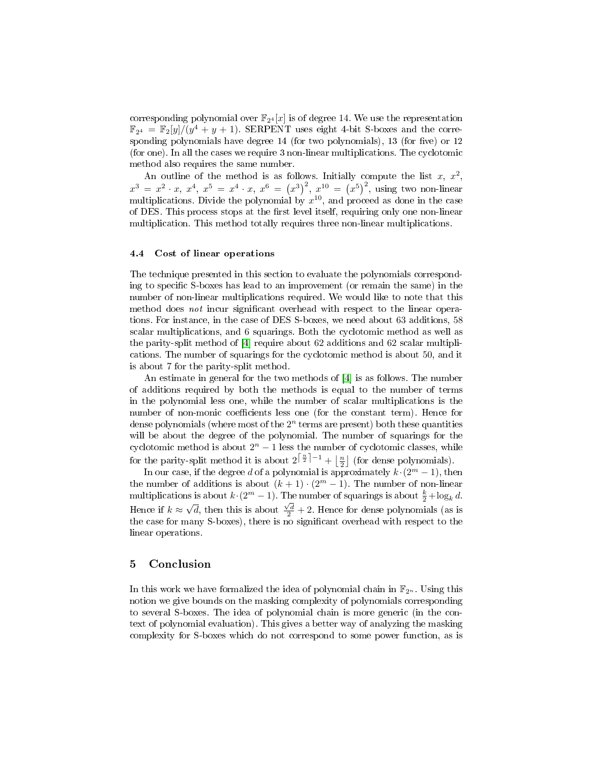corresponding polynomial over $\mathbb{F}_{2^4}[x]$ is of degree 14. We use the representation $\mathbb{F}_{2^4} = \mathbb{F}_2[y]/(y^4 + y + 1)$. SERPENT uses eight 4-bit S-boxes and the corresponding polynomials have degree 14 (for two polynomials), 13 (for five) or 12 (for one). In all the cases we require 3 non-linear multiplications. The cyclotomic method also requires the same number.

An outline of the method is as follows. Initially compute the list $x$, $x^2$, $x^3 = x^2 \cdot x$, $x^4$, $x^5 = x^4 \cdot x$, $x^6 = \left(x^3\right)^2$, $x^{10} = \left(x^5\right)^2$, using two non-linear multiplications. Divide the polynomial by $x^{10}$, and proceed as done in the case of DES. This process stops at the first level itself, requiring only one non-linear multiplication. This method totally requires three non-linear multiplications.

### 4.4 Cost of linear operations

The technique presented in this section to evaluate the polynomials corresponding to specific S-boxes has lead to an improvement (or remain the same) in the number of non-linear multiplications required. We would like to note that this method does *not* incur significant overhead with respect to the linear operations. For instance, in the case of DES S-boxes, we need about 63 additions, 58 scalar multiplications, and 6 squarings. Both the cyclotomic method as well as the parity-split method of [4] require about 62 additions and 62 scalar multiplications. The number of squarings for the cyclotomic method is about 50, and it is about 7 for the parity-split method.

An estimate in general for the two methods of [4] is as follows. The number of additions required by both the methods is equal to the number of terms in the polynomial less one, while the number of scalar multiplications is the number of non-monic coefficients less one (for the constant term). Hence for dense polynomials (where most of the $2^n$ terms are present) both these quantities will be about the degree of the polynomial. The number of squarings for the cyclotomic method is about $2^n - 1$ less the number of cyclotomic classes, while for the parity-split method it is about $2^{\lceil \frac{n}{2} \rceil - 1} + \lfloor \frac{n}{2} \rfloor$ (for dense polynomials).

In our case, if the degree $d$ of a polynomial is approximately $k \cdot (2^m - 1)$, then the number of additions is about $(k+1) \cdot (2^m - 1)$. The number of non-linear multiplications is about $k \cdot (2^m - 1)$. The number of squarings is about $\frac{k}{2} + \log_k d$. Hence if $k \approx \sqrt{d}$, then this is about $\frac{\sqrt{d}}{2} + 2$. Hence for dense polynomials (as is the case for many S-boxes), there is no significant overhead with respect to the linear operations.

## 5 Conclusion

In this work we have formalized the idea of polynomial chain in $\mathbb{F}_{2^n}$. Using this notion we give bounds on the masking complexity of polynomials corresponding to several S-boxes. The idea of polynomial chain is more generic (in the context of polynomial evaluation). This gives a better way of analyzing the masking complexity for S-boxes which do not correspond to some power function, as is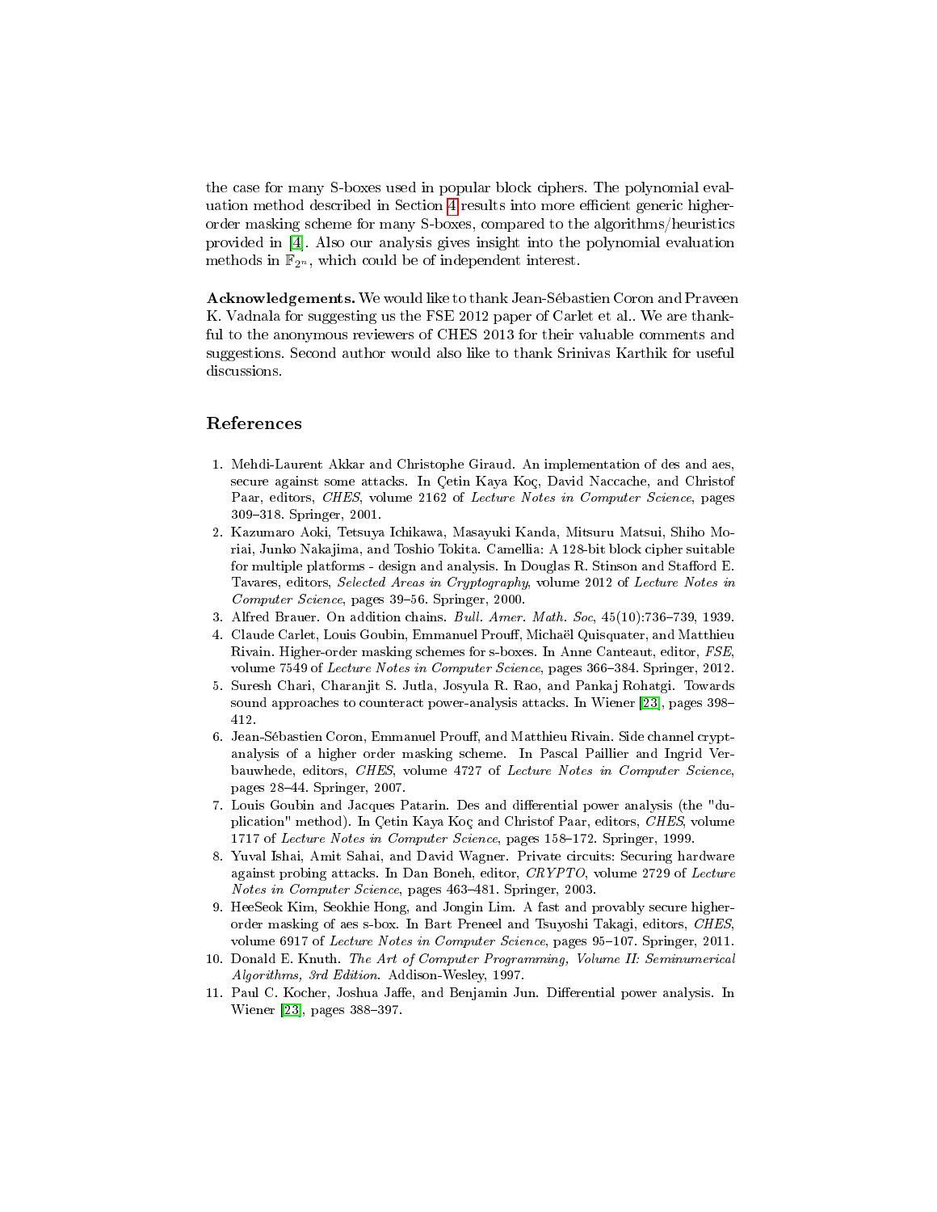the case for many S-boxes used in popular block ciphers. The polynomial evaluation method described in Section 4 results into more efficient generic higher-order masking scheme for many S-boxes, compared to the algorithms/heuristics provided in [4]. Also our analysis gives insight into the polynomial evaluation methods in $\mathbb{F}_{2^n}$, which could be of independent interest.

**Acknowledgements.** We would like to thank Jean-Sébastien Coron and Praveen K. Vadnala for suggesting us the FSE 2012 paper of Carlet et al.. We are thankful to the anonymous reviewers of CHES 2013 for their valuable comments and suggestions. Second author would also like to thank Srinivas Karthik for useful discussions.

## References

1. Mehdi-Laurent Akkar and Christophe Giraud. An implementation of des and aes, secure against some attacks. In Çetin Kaya Koç, David Naccache, and Christof Paar, editors, *CHES*, volume 2162 of *Lecture Notes in Computer Science*, pages 309–318. Springer, 2001.
2. Kazumaro Aoki, Tetsuya Ichikawa, Masayuki Kanda, Mitsuru Matsui, Shiho Moriai, Junko Nakajima, and Toshio Tokita. Camellia: A 128-bit block cipher suitable for multiple platforms - design and analysis. In Douglas R. Stinson and Stafford E. Tavares, editors, *Selected Areas in Cryptography*, volume 2012 of *Lecture Notes in Computer Science*, pages 39–56. Springer, 2000.
3. Alfred Brauer. On addition chains. *Bull. Amer. Math. Soc*, 45(10):736–739, 1939.
4. Claude Carlet, Louis Goubin, Emmanuel Prouff, Michaël Quisquater, and Matthieu Rivain. Higher-order masking schemes for s-boxes. In Anne Canteaut, editor, *FSE*, volume 7549 of *Lecture Notes in Computer Science*, pages 366–384. Springer, 2012.
5. Suresh Chari, Charanjit S. Jutla, Josyula R. Rao, and Pankaj Rohatgi. Towards sound approaches to counteract power-analysis attacks. In Wiener [23], pages 398–412.
6. Jean-Sébastien Coron, Emmanuel Prouff, and Matthieu Rivain. Side channel cryptanalysis of a higher order masking scheme. In Pascal Paillier and Ingrid Verbauwhede, editors, *CHES*, volume 4727 of *Lecture Notes in Computer Science*, pages 28–44. Springer, 2007.
7. Louis Goubin and Jacques Patarin. Des and differential power analysis (the "duplication" method). In Çetin Kaya Koç and Christof Paar, editors, *CHES*, volume 1717 of *Lecture Notes in Computer Science*, pages 158–172. Springer, 1999.
8. Yuval Ishai, Amit Sahai, and David Wagner. Private circuits: Securing hardware against probing attacks. In Dan Boneh, editor, *CRYPTO*, volume 2729 of *Lecture Notes in Computer Science*, pages 463–481. Springer, 2003.
9. HeeSeok Kim, Seokhie Hong, and Jongin Lim. A fast and provably secure higher-order masking of aes s-box. In Bart Preneel and Tsuyoshi Takagi, editors, *CHES*, volume 6917 of *Lecture Notes in Computer Science*, pages 95–107. Springer, 2011.
10. Donald E. Knuth. *The Art of Computer Programming, Volume II: Seminumerical Algorithms, 3rd Edition*. Addison-Wesley, 1997.
11. Paul C. Kocher, Joshua Jaffe, and Benjamin Jun. Differential power analysis. In Wiener [23], pages 388–397.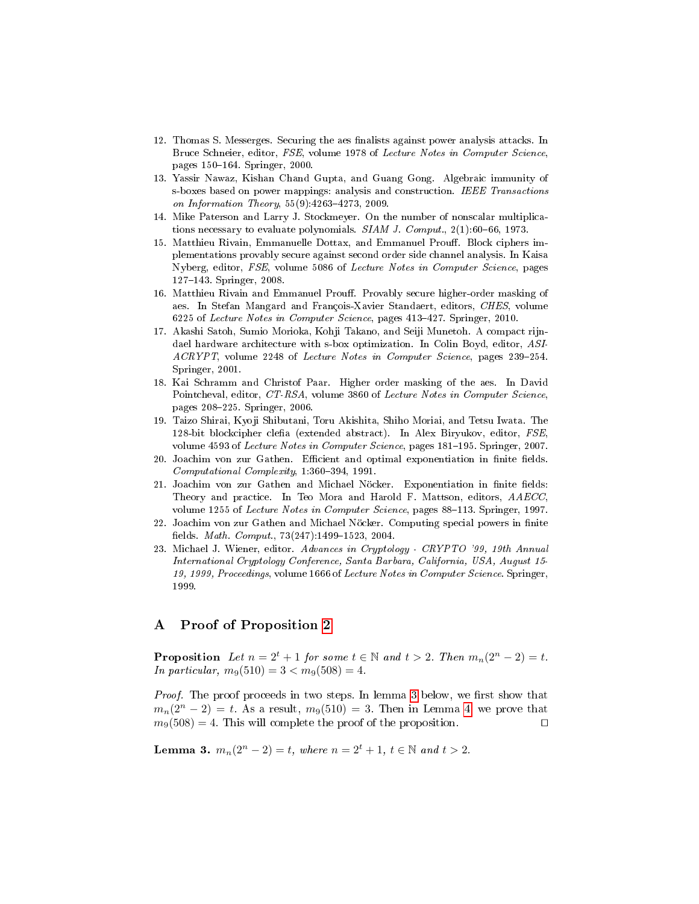12. Thomas S. Messerges. Securing the aes finalists against power analysis attacks. In Bruce Schneier, editor, *FSE*, volume 1978 of *Lecture Notes in Computer Science*, pages 150–164. Springer, 2000.
13. Yassir Nawaz, Kishan Chand Gupta, and Guang Gong. Algebraic immunity of s-boxes based on power mappings: analysis and construction. *IEEE Transactions on Information Theory*, 55(9):4263–4273, 2009.
14. Mike Paterson and Larry J. Stockmeyer. On the number of nonscalar multiplications necessary to evaluate polynomials. *SIAM J. Comput.*, 2(1):60–66, 1973.
15. Matthieu Rivain, Emmanuelle Dottax, and Emmanuel Prouff. Block ciphers implementations provably secure against second order side channel analysis. In Kaisa Nyberg, editor, *FSE*, volume 5086 of *Lecture Notes in Computer Science*, pages 127–143. Springer, 2008.
16. Matthieu Rivain and Emmanuel Prouff. Provably secure higher-order masking of aes. In Stefan Mangard and François-Xavier Standaert, editors, *CHES*, volume 6225 of *Lecture Notes in Computer Science*, pages 413–427. Springer, 2010.
17. Akashi Satoh, Sumio Morioka, Kohji Takano, and Seiji Munetoh. A compact rijndael hardware architecture with s-box optimization. In Colin Boyd, editor, *ASIACRYPT*, volume 2248 of *Lecture Notes in Computer Science*, pages 239–254. Springer, 2001.
18. Kai Schramm and Christof Paar. Higher order masking of the aes. In David Pointcheval, editor, *CT-RSA*, volume 3860 of *Lecture Notes in Computer Science*, pages 208–225. Springer, 2006.
19. Taizo Shirai, Kyoji Shibutani, Toru Akishita, Shiho Moriai, and Tetsu Iwata. The 128-bit blockcipher clefia (extended abstract). In Alex Biryukov, editor, *FSE*, volume 4593 of *Lecture Notes in Computer Science*, pages 181–195. Springer, 2007.
20. Joachim von zur Gathen. Efficient and optimal exponentiation in finite fields. *Computational Complexity*, 1:360–394, 1991.
21. Joachim von zur Gathen and Michael Nöcker. Exponentiation in finite fields: Theory and practice. In Teo Mora and Harold F. Mattson, editors, *AAECC*, volume 1255 of *Lecture Notes in Computer Science*, pages 88–113. Springer, 1997.
22. Joachim von zur Gathen and Michael Nöcker. Computing special powers in finite fields. *Math. Comput.*, 73(247):1499–1523, 2004.
23. Michael J. Wiener, editor. *Advances in Cryptology - CRYPTO '99, 19th Annual International Cryptology Conference, Santa Barbara, California, USA, August 15-19, 1999, Proceedings*, volume 1666 of *Lecture Notes in Computer Science*. Springer, 1999.

# A Proof of Proposition 2

**Proposition** *Let $n = 2^t + 1$ for some $t \in \mathbb{N}$ and $t > 2$. Then $m_n(2^n - 2) = t$. In particular, $m_9(510) = 3 < m_9(508) = 4$.*

*Proof.* The proof proceeds in two steps. In lemma 3 below, we first show that $m_n(2^n - 2) = t$. As a result, $m_9(510) = 3$. Then in Lemma 4 we prove that $m_9(508) = 4$. This will complete the proof of the proposition. ☐

**Lemma 3.** *$m_n(2^n - 2) = t$, where $n = 2^t + 1$, $t \in \mathbb{N}$ and $t > 2$.*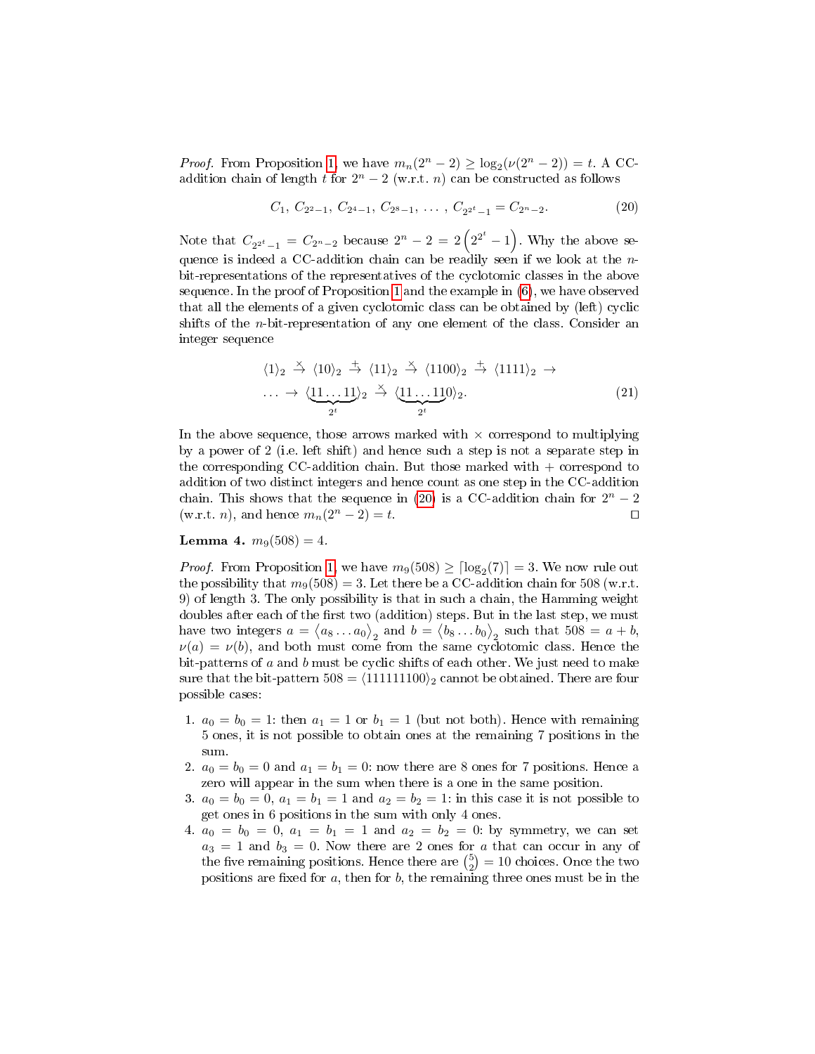*Proof.* From Proposition 1, we have $m_n(2^n - 2) \geq \log_2(\nu(2^n - 2)) = t$. A CC-addition chain of length $t$ for $2^n - 2$ (w.r.t. $n$) can be constructed as follows

$$C_1,\ C_{2^2-1},\ C_{2^4-1},\ C_{2^8-1},\ \ldots,\ C_{2^{2^t}-1} = C_{2^n-2}. \tag{20}$$

Note that $C_{2^{2^t}-1} = C_{2^n-2}$ because $2^n - 2 = 2\left(2^{2^t} - 1\right)$. Why the above sequence is indeed a CC-addition chain can be readily seen if we look at the $n$-bit-representations of the representatives of the cyclotomic classes in the above sequence. In the proof of Proposition 1 and the example in (6), we have observed that all the elements of a given cyclotomic class can be obtained by (left) cyclic shifts of the $n$-bit-representation of any one element of the class. Consider an integer sequence

$$\begin{aligned}
&\langle 1\rangle_2 \overset{\times}{\to} \langle 10\rangle_2 \overset{+}{\to} \langle 11\rangle_2 \overset{\times}{\to} \langle 1100\rangle_2 \overset{+}{\to} \langle 1111\rangle_2 \to \\
&\ldots \to \langle \underbrace{11\ldots11}_{2^t}\rangle_2 \overset{\times}{\to} \langle \underbrace{11\ldots11}_{2^t}0\rangle_2.
\end{aligned} \tag{21}$$

In the above sequence, those arrows marked with $\times$ correspond to multiplying by a power of 2 (i.e. left shift) and hence such a step is not a separate step in the corresponding CC-addition chain. But those marked with $+$ correspond to addition of two distinct integers and hence count as one step in the CC-addition chain. This shows that the sequence in (20) is a CC-addition chain for $2^n - 2$ (w.r.t. $n$), and hence $m_n(2^n - 2) = t$. $\square$

**Lemma 4.** $m_9(508) = 4$.

*Proof.* From Proposition 1, we have $m_9(508) \geq \lceil \log_2(7) \rceil = 3$. We now rule out the possibility that $m_9(508) = 3$. Let there be a CC-addition chain for 508 (w.r.t. 9) of length 3. The only possibility is that in such a chain, the Hamming weight doubles after each of the first two (addition) steps. But in the last step, we must have two integers $a = \langle a_8 \ldots a_0\rangle_2$ and $b = \langle b_8 \ldots b_0\rangle_2$ such that $508 = a + b$, $\nu(a) = \nu(b)$, and both must come from the same cyclotomic class. Hence the bit-patterns of $a$ and $b$ must be cyclic shifts of each other. We just need to make sure that the bit-pattern $508 = \langle 111111100\rangle_2$ cannot be obtained. There are four possible cases:

1. $a_0 = b_0 = 1$: then $a_1 = 1$ or $b_1 = 1$ (but not both). Hence with remaining 5 ones, it is not possible to obtain ones at the remaining 7 positions in the sum.
2. $a_0 = b_0 = 0$ and $a_1 = b_1 = 0$: now there are 8 ones for 7 positions. Hence a zero will appear in the sum when there is a one in the same position.
3. $a_0 = b_0 = 0$, $a_1 = b_1 = 1$ and $a_2 = b_2 = 1$: in this case it is not possible to get ones in 6 positions in the sum with only 4 ones.
4. $a_0 = b_0 = 0$, $a_1 = b_1 = 1$ and $a_2 = b_2 = 0$: by symmetry, we can set $a_3 = 1$ and $b_3 = 0$. Now there are 2 ones for $a$ that can occur in any of the five remaining positions. Hence there are $\binom{5}{2} = 10$ choices. Once the two positions are fixed for $a$, then for $b$, the remaining three ones must be in the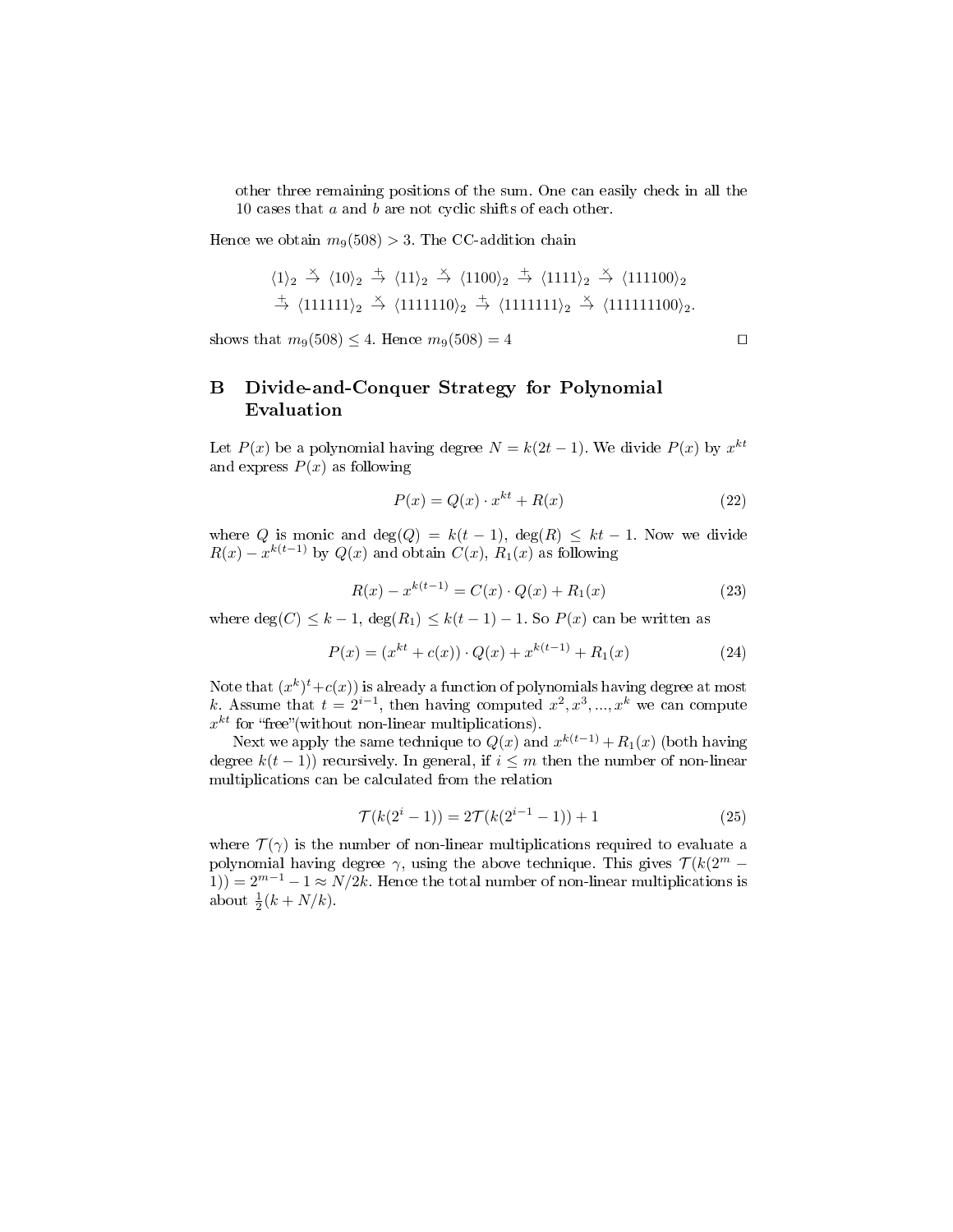other three remaining positions of the sum. One can easily check in all the 10 cases that $a$ and $b$ are not cyclic shifts of each other.

Hence we obtain $m_9(508) > 3$. The CC-addition chain

$$\langle 1\rangle_2 \stackrel{\times}{\to} \langle 10\rangle_2 \stackrel{+}{\to} \langle 11\rangle_2 \stackrel{\times}{\to} \langle 1100\rangle_2 \stackrel{+}{\to} \langle 1111\rangle_2 \stackrel{\times}{\to} \langle 111100\rangle_2$$
$$\stackrel{+}{\to} \langle 111111\rangle_2 \stackrel{\times}{\to} \langle 1111110\rangle_2 \stackrel{+}{\to} \langle 1111111\rangle_2 \stackrel{\times}{\to} \langle 111111100\rangle_2.$$

shows that $m_9(508) \leq 4$. Hence $m_9(508) = 4$ □

## B Divide-and-Conquer Strategy for Polynomial Evaluation

Let $P(x)$ be a polynomial having degree $N = k(2t-1)$. We divide $P(x)$ by $x^{kt}$ and express $P(x)$ as following

$$P(x) = Q(x) \cdot x^{kt} + R(x) \tag{22}$$

where $Q$ is monic and $\deg(Q) = k(t-1)$, $\deg(R) \leq kt - 1$. Now we divide $R(x) - x^{k(t-1)}$ by $Q(x)$ and obtain $C(x)$, $R_1(x)$ as following

$$R(x) - x^{k(t-1)} = C(x) \cdot Q(x) + R_1(x) \tag{23}$$

where $\deg(C) \leq k-1$, $\deg(R_1) \leq k(t-1) - 1$. So $P(x)$ can be written as

$$P(x) = (x^{kt} + c(x)) \cdot Q(x) + x^{k(t-1)} + R_1(x) \tag{24}$$

Note that $(x^k)^t + c(x))$ is already a function of polynomials having degree at most $k$. Assume that $t = 2^{i-1}$, then having computed $x^2, x^3, ..., x^k$ we can compute $x^{kt}$ for "free"(without non-linear multiplications).

Next we apply the same technique to $Q(x)$ and $x^{k(t-1)} + R_1(x)$ (both having degree $k(t-1)$) recursively. In general, if $i \leq m$ then the number of non-linear multiplications can be calculated from the relation

$$\mathcal{T}(k(2^i - 1)) = 2\mathcal{T}(k(2^{i-1} - 1)) + 1 \tag{25}$$

where $\mathcal{T}(\gamma)$ is the number of non-linear multiplications required to evaluate a polynomial having degree $\gamma$, using the above technique. This gives $\mathcal{T}(k(2^m - 1)) = 2^{m-1} - 1 \approx N/2k$. Hence the total number of non-linear multiplications is about $\frac{1}{2}(k + N/k)$.